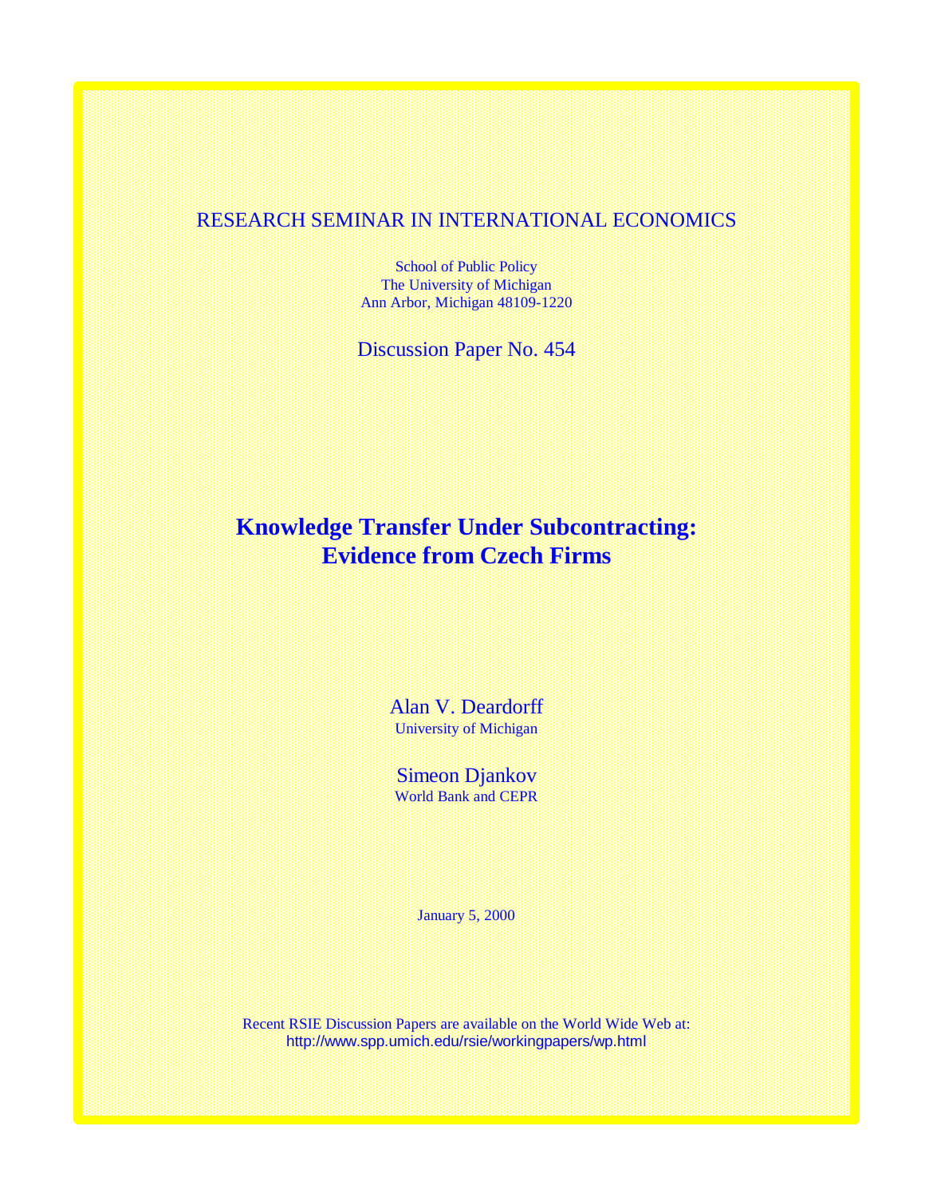RESEARCH SEMINAR IN INTERNATIONAL ECONOMICS

School of Public Policy
The University of Michigan
Ann Arbor, Michigan 48109-1220

Discussion Paper No. 454

# Knowledge Transfer Under Subcontracting: Evidence from Czech Firms

Alan V. Deardorff
University of Michigan

Simeon Djankov
World Bank and CEPR

January 5, 2000

Recent RSIE Discussion Papers are available on the World Wide Web at:
http://www.spp.umich.edu/rsie/workingpapers/wp.html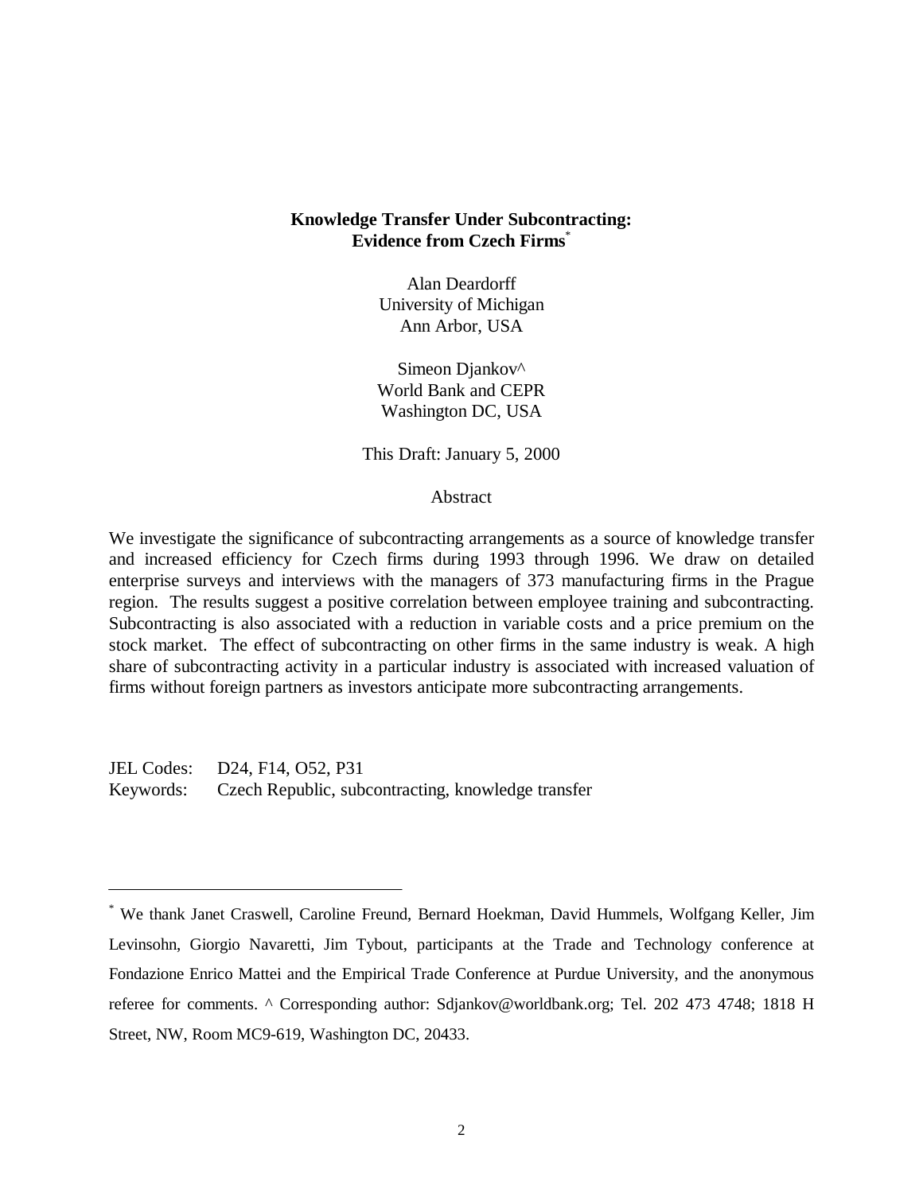**Knowledge Transfer Under Subcontracting: Evidence from Czech Firms**[*]

Alan Deardorff
University of Michigan
Ann Arbor, USA

Simeon Djankov^
World Bank and CEPR
Washington DC, USA

This Draft: January 5, 2000

Abstract

We investigate the significance of subcontracting arrangements as a source of knowledge transfer and increased efficiency for Czech firms during 1993 through 1996. We draw on detailed enterprise surveys and interviews with the managers of 373 manufacturing firms in the Prague region. The results suggest a positive correlation between employee training and subcontracting. Subcontracting is also associated with a reduction in variable costs and a price premium on the stock market. The effect of subcontracting on other firms in the same industry is weak. A high share of subcontracting activity in a particular industry is associated with increased valuation of firms without foreign partners as investors anticipate more subcontracting arrangements.

JEL Codes: D24, F14, O52, P31
Keywords: Czech Republic, subcontracting, knowledge transfer

---

[*] We thank Janet Craswell, Caroline Freund, Bernard Hoekman, David Hummels, Wolfgang Keller, Jim Levinsohn, Giorgio Navaretti, Jim Tybout, participants at the Trade and Technology conference at Fondazione Enrico Mattei and the Empirical Trade Conference at Purdue University, and the anonymous referee for comments. ^ Corresponding author: Sdjankov@worldbank.org; Tel. 202 473 4748; 1818 H Street, NW, Room MC9-619, Washington DC, 20433.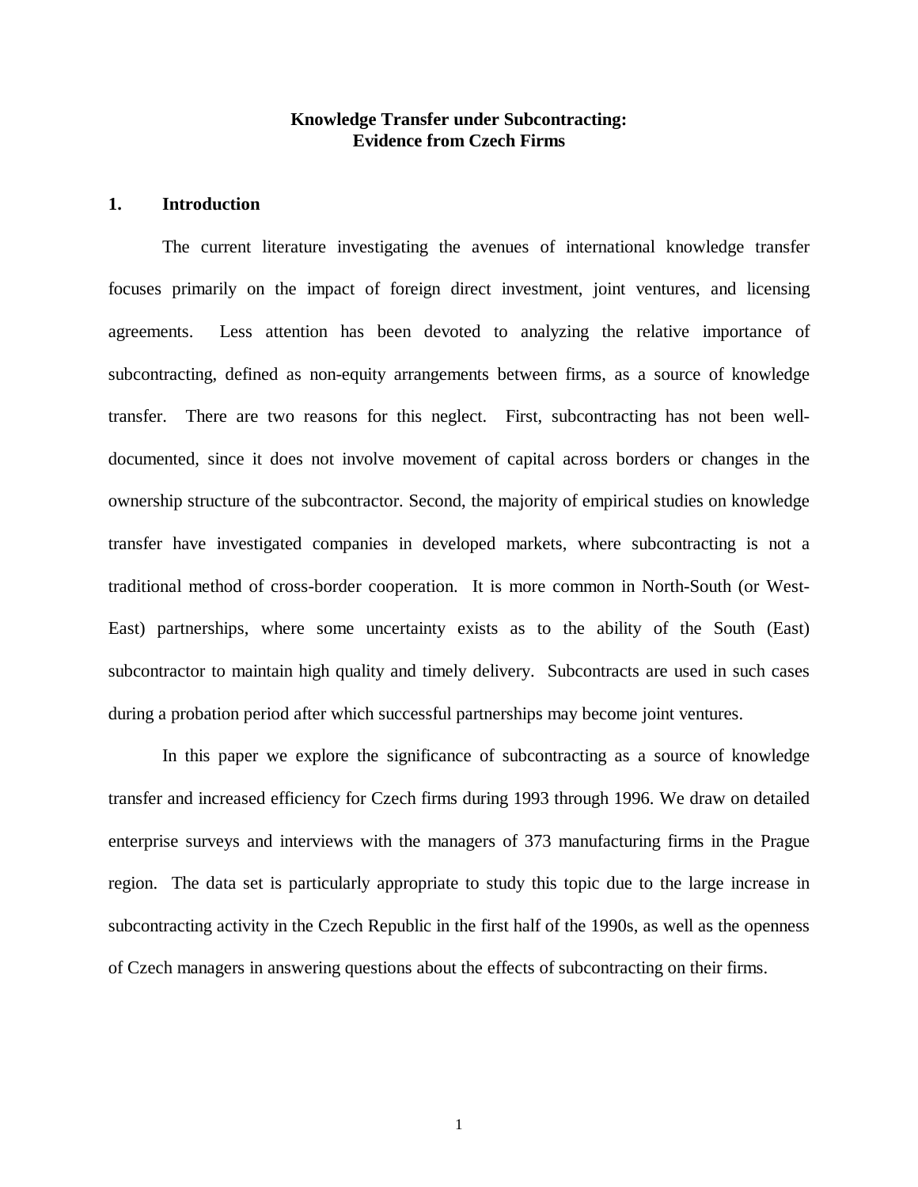**Knowledge Transfer under Subcontracting: Evidence from Czech Firms**

## 1. Introduction

The current literature investigating the avenues of international knowledge transfer focuses primarily on the impact of foreign direct investment, joint ventures, and licensing agreements. Less attention has been devoted to analyzing the relative importance of subcontracting, defined as non-equity arrangements between firms, as a source of knowledge transfer. There are two reasons for this neglect. First, subcontracting has not been well-documented, since it does not involve movement of capital across borders or changes in the ownership structure of the subcontractor. Second, the majority of empirical studies on knowledge transfer have investigated companies in developed markets, where subcontracting is not a traditional method of cross-border cooperation. It is more common in North-South (or West-East) partnerships, where some uncertainty exists as to the ability of the South (East) subcontractor to maintain high quality and timely delivery. Subcontracts are used in such cases during a probation period after which successful partnerships may become joint ventures.

In this paper we explore the significance of subcontracting as a source of knowledge transfer and increased efficiency for Czech firms during 1993 through 1996. We draw on detailed enterprise surveys and interviews with the managers of 373 manufacturing firms in the Prague region. The data set is particularly appropriate to study this topic due to the large increase in subcontracting activity in the Czech Republic in the first half of the 1990s, as well as the openness of Czech managers in answering questions about the effects of subcontracting on their firms.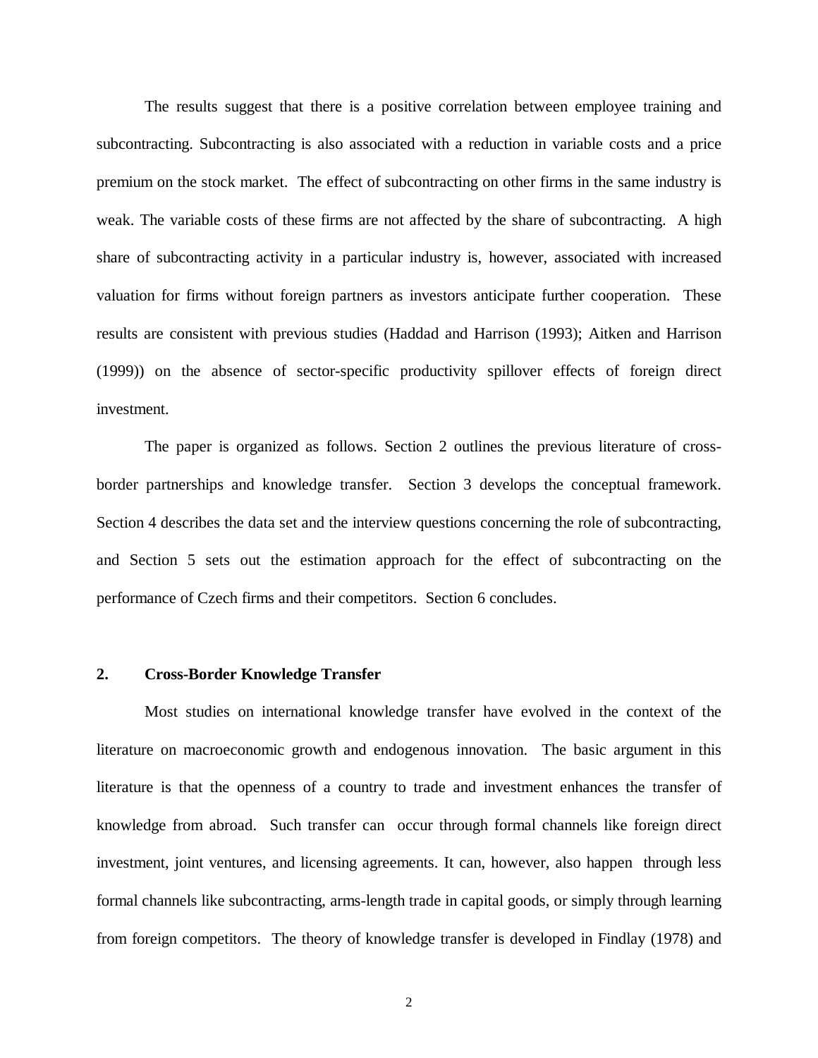The results suggest that there is a positive correlation between employee training and subcontracting. Subcontracting is also associated with a reduction in variable costs and a price premium on the stock market. The effect of subcontracting on other firms in the same industry is weak. The variable costs of these firms are not affected by the share of subcontracting. A high share of subcontracting activity in a particular industry is, however, associated with increased valuation for firms without foreign partners as investors anticipate further cooperation. These results are consistent with previous studies (Haddad and Harrison (1993); Aitken and Harrison (1999)) on the absence of sector-specific productivity spillover effects of foreign direct investment.

The paper is organized as follows. Section 2 outlines the previous literature of cross-border partnerships and knowledge transfer. Section 3 develops the conceptual framework. Section 4 describes the data set and the interview questions concerning the role of subcontracting, and Section 5 sets out the estimation approach for the effect of subcontracting on the performance of Czech firms and their competitors. Section 6 concludes.

## 2. Cross-Border Knowledge Transfer

Most studies on international knowledge transfer have evolved in the context of the literature on macroeconomic growth and endogenous innovation. The basic argument in this literature is that the openness of a country to trade and investment enhances the transfer of knowledge from abroad. Such transfer can occur through formal channels like foreign direct investment, joint ventures, and licensing agreements. It can, however, also happen through less formal channels like subcontracting, arms-length trade in capital goods, or simply through learning from foreign competitors. The theory of knowledge transfer is developed in Findlay (1978) and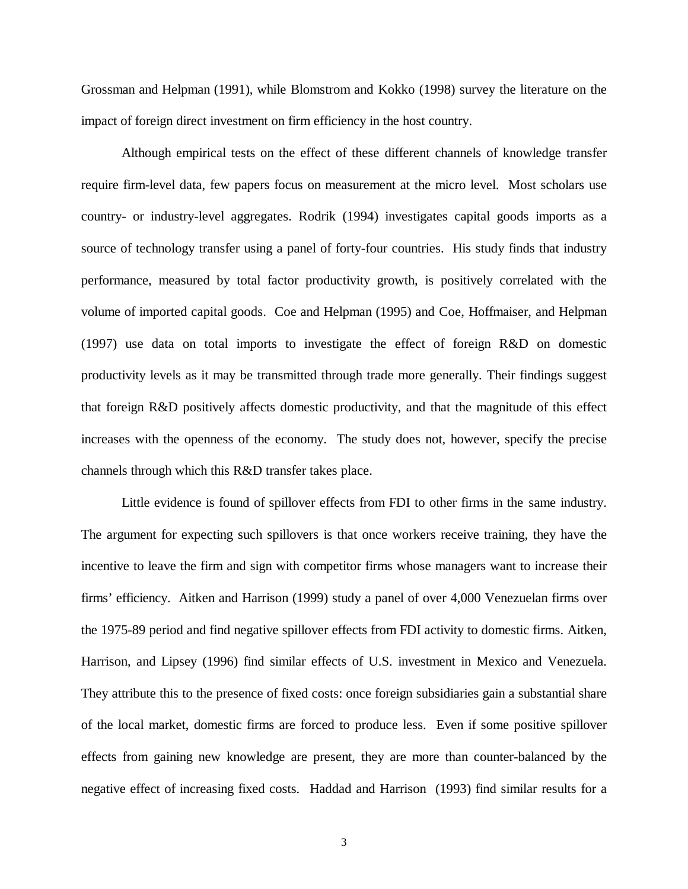Grossman and Helpman (1991), while Blomstrom and Kokko (1998) survey the literature on the impact of foreign direct investment on firm efficiency in the host country.

Although empirical tests on the effect of these different channels of knowledge transfer require firm-level data, few papers focus on measurement at the micro level. Most scholars use country- or industry-level aggregates. Rodrik (1994) investigates capital goods imports as a source of technology transfer using a panel of forty-four countries. His study finds that industry performance, measured by total factor productivity growth, is positively correlated with the volume of imported capital goods. Coe and Helpman (1995) and Coe, Hoffmaiser, and Helpman (1997) use data on total imports to investigate the effect of foreign R&D on domestic productivity levels as it may be transmitted through trade more generally. Their findings suggest that foreign R&D positively affects domestic productivity, and that the magnitude of this effect increases with the openness of the economy. The study does not, however, specify the precise channels through which this R&D transfer takes place.

Little evidence is found of spillover effects from FDI to other firms in the same industry. The argument for expecting such spillovers is that once workers receive training, they have the incentive to leave the firm and sign with competitor firms whose managers want to increase their firms' efficiency. Aitken and Harrison (1999) study a panel of over 4,000 Venezuelan firms over the 1975-89 period and find negative spillover effects from FDI activity to domestic firms. Aitken, Harrison, and Lipsey (1996) find similar effects of U.S. investment in Mexico and Venezuela. They attribute this to the presence of fixed costs: once foreign subsidiaries gain a substantial share of the local market, domestic firms are forced to produce less. Even if some positive spillover effects from gaining new knowledge are present, they are more than counter-balanced by the negative effect of increasing fixed costs. Haddad and Harrison (1993) find similar results for a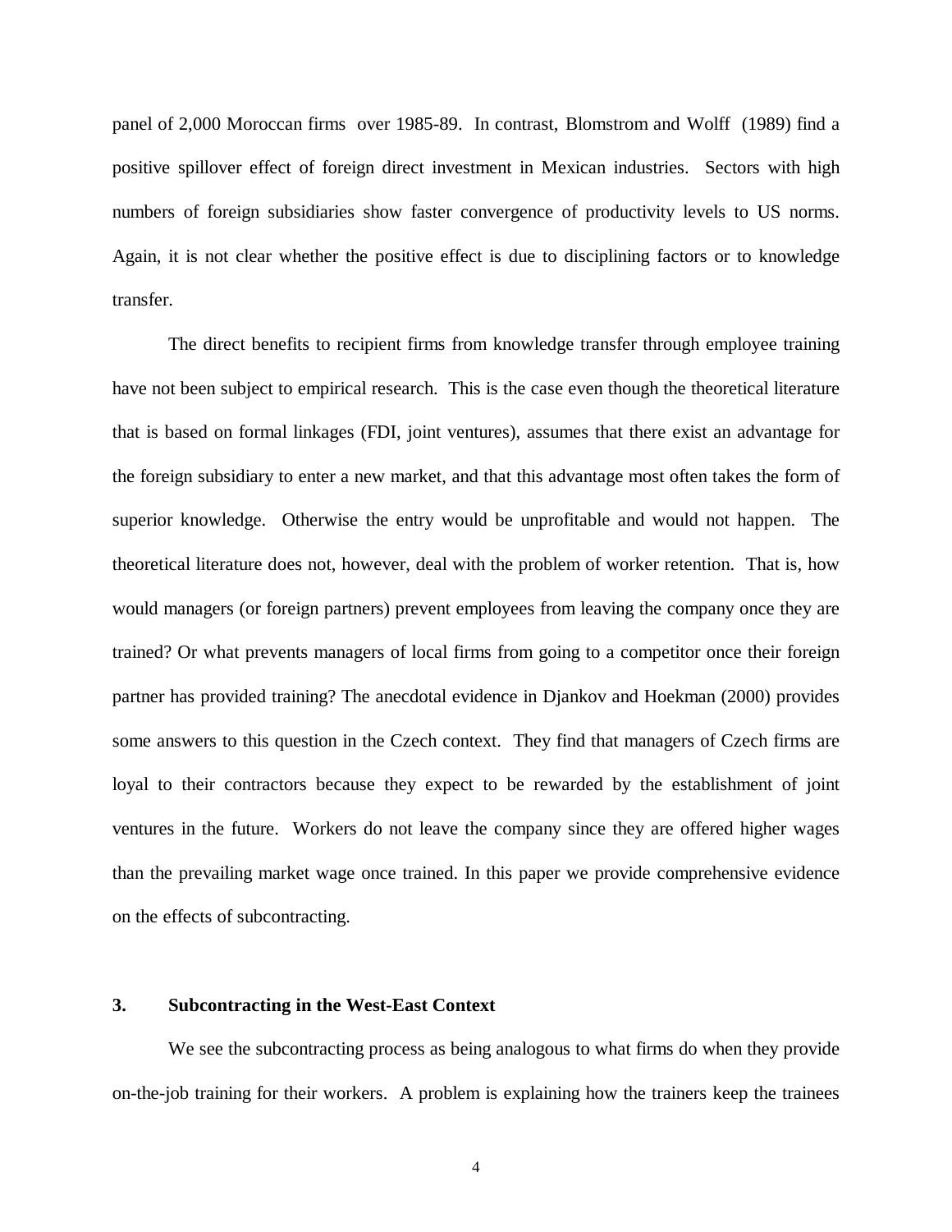panel of 2,000 Moroccan firms over 1985-89. In contrast, Blomstrom and Wolff (1989) find a positive spillover effect of foreign direct investment in Mexican industries. Sectors with high numbers of foreign subsidiaries show faster convergence of productivity levels to US norms. Again, it is not clear whether the positive effect is due to disciplining factors or to knowledge transfer.

The direct benefits to recipient firms from knowledge transfer through employee training have not been subject to empirical research. This is the case even though the theoretical literature that is based on formal linkages (FDI, joint ventures), assumes that there exist an advantage for the foreign subsidiary to enter a new market, and that this advantage most often takes the form of superior knowledge. Otherwise the entry would be unprofitable and would not happen. The theoretical literature does not, however, deal with the problem of worker retention. That is, how would managers (or foreign partners) prevent employees from leaving the company once they are trained? Or what prevents managers of local firms from going to a competitor once their foreign partner has provided training? The anecdotal evidence in Djankov and Hoekman (2000) provides some answers to this question in the Czech context. They find that managers of Czech firms are loyal to their contractors because they expect to be rewarded by the establishment of joint ventures in the future. Workers do not leave the company since they are offered higher wages than the prevailing market wage once trained. In this paper we provide comprehensive evidence on the effects of subcontracting.

## 3. Subcontracting in the West-East Context

We see the subcontracting process as being analogous to what firms do when they provide on-the-job training for their workers. A problem is explaining how the trainers keep the trainees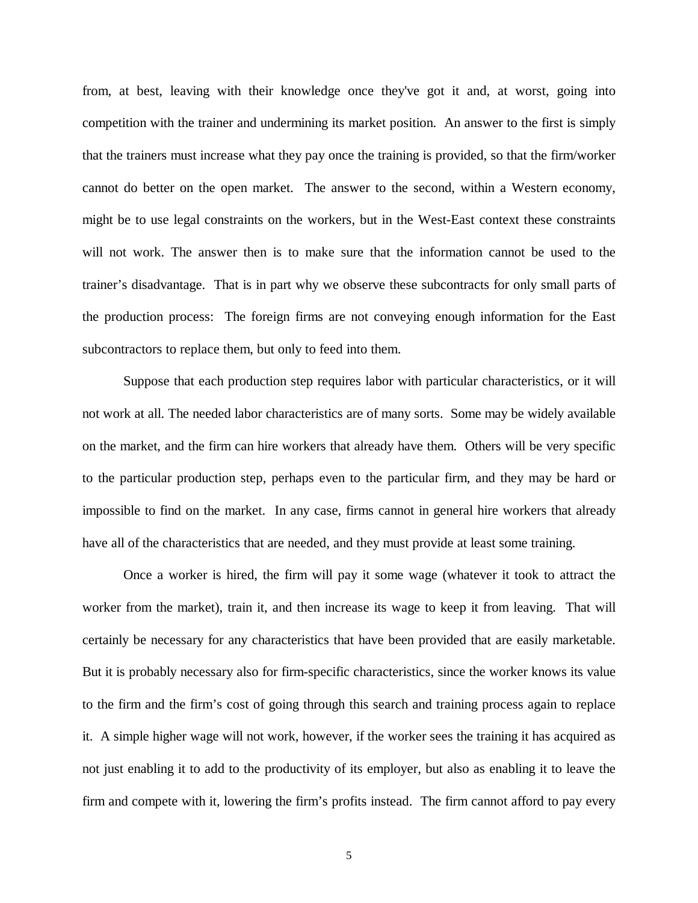from, at best, leaving with their knowledge once they've got it and, at worst, going into competition with the trainer and undermining its market position. An answer to the first is simply that the trainers must increase what they pay once the training is provided, so that the firm/worker cannot do better on the open market. The answer to the second, within a Western economy, might be to use legal constraints on the workers, but in the West-East context these constraints will not work. The answer then is to make sure that the information cannot be used to the trainer's disadvantage. That is in part why we observe these subcontracts for only small parts of the production process: The foreign firms are not conveying enough information for the East subcontractors to replace them, but only to feed into them.

Suppose that each production step requires labor with particular characteristics, or it will not work at all. The needed labor characteristics are of many sorts. Some may be widely available on the market, and the firm can hire workers that already have them. Others will be very specific to the particular production step, perhaps even to the particular firm, and they may be hard or impossible to find on the market. In any case, firms cannot in general hire workers that already have all of the characteristics that are needed, and they must provide at least some training.

Once a worker is hired, the firm will pay it some wage (whatever it took to attract the worker from the market), train it, and then increase its wage to keep it from leaving. That will certainly be necessary for any characteristics that have been provided that are easily marketable. But it is probably necessary also for firm-specific characteristics, since the worker knows its value to the firm and the firm's cost of going through this search and training process again to replace it. A simple higher wage will not work, however, if the worker sees the training it has acquired as not just enabling it to add to the productivity of its employer, but also as enabling it to leave the firm and compete with it, lowering the firm's profits instead. The firm cannot afford to pay every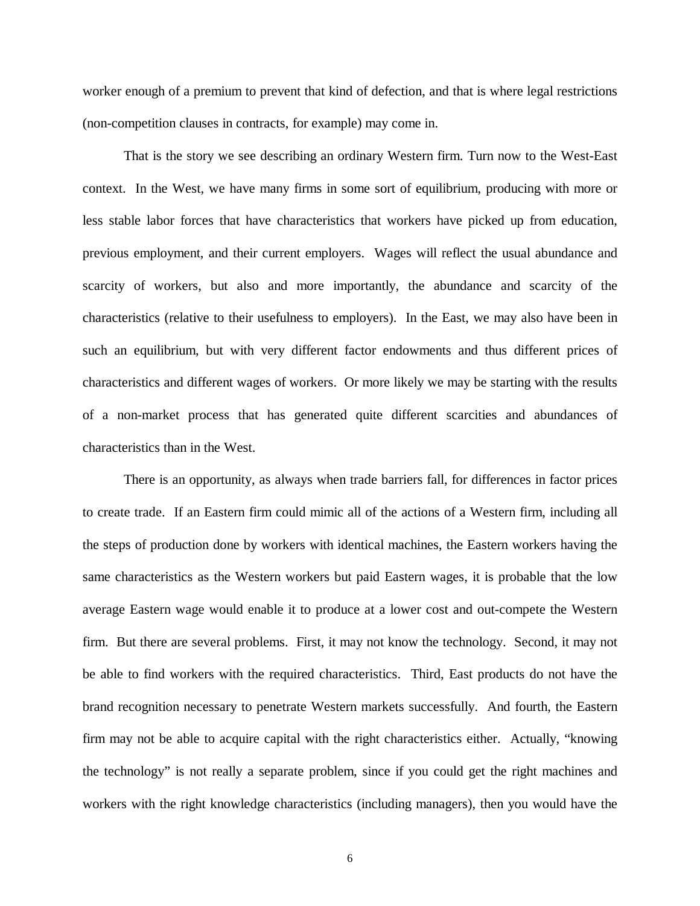worker enough of a premium to prevent that kind of defection, and that is where legal restrictions (non-competition clauses in contracts, for example) may come in.

That is the story we see describing an ordinary Western firm. Turn now to the West-East context. In the West, we have many firms in some sort of equilibrium, producing with more or less stable labor forces that have characteristics that workers have picked up from education, previous employment, and their current employers. Wages will reflect the usual abundance and scarcity of workers, but also and more importantly, the abundance and scarcity of the characteristics (relative to their usefulness to employers). In the East, we may also have been in such an equilibrium, but with very different factor endowments and thus different prices of characteristics and different wages of workers. Or more likely we may be starting with the results of a non-market process that has generated quite different scarcities and abundances of characteristics than in the West.

There is an opportunity, as always when trade barriers fall, for differences in factor prices to create trade. If an Eastern firm could mimic all of the actions of a Western firm, including all the steps of production done by workers with identical machines, the Eastern workers having the same characteristics as the Western workers but paid Eastern wages, it is probable that the low average Eastern wage would enable it to produce at a lower cost and out-compete the Western firm. But there are several problems. First, it may not know the technology. Second, it may not be able to find workers with the required characteristics. Third, East products do not have the brand recognition necessary to penetrate Western markets successfully. And fourth, the Eastern firm may not be able to acquire capital with the right characteristics either. Actually, "knowing the technology" is not really a separate problem, since if you could get the right machines and workers with the right knowledge characteristics (including managers), then you would have the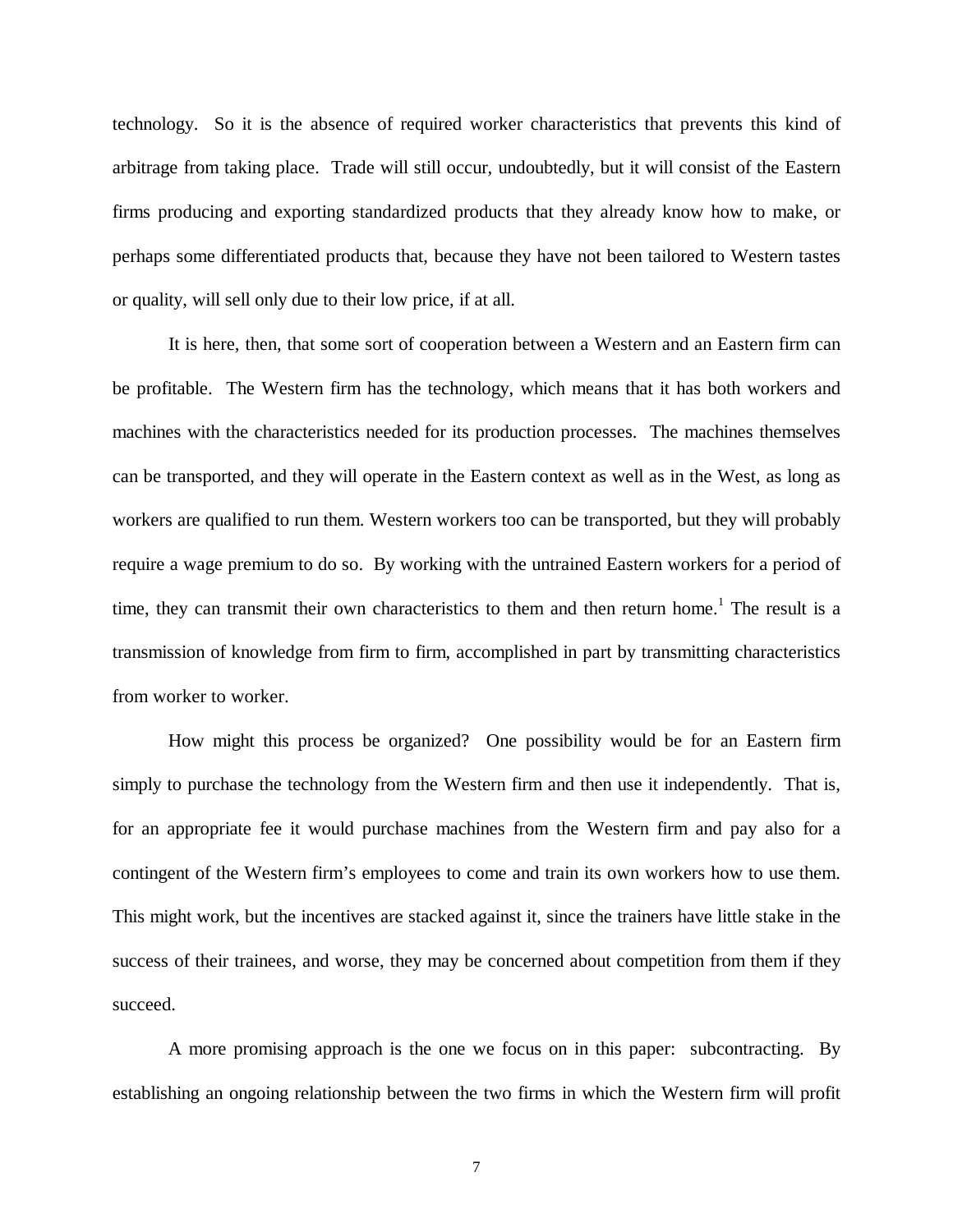technology. So it is the absence of required worker characteristics that prevents this kind of arbitrage from taking place. Trade will still occur, undoubtedly, but it will consist of the Eastern firms producing and exporting standardized products that they already know how to make, or perhaps some differentiated products that, because they have not been tailored to Western tastes or quality, will sell only due to their low price, if at all.

It is here, then, that some sort of cooperation between a Western and an Eastern firm can be profitable. The Western firm has the technology, which means that it has both workers and machines with the characteristics needed for its production processes. The machines themselves can be transported, and they will operate in the Eastern context as well as in the West, as long as workers are qualified to run them. Western workers too can be transported, but they will probably require a wage premium to do so. By working with the untrained Eastern workers for a period of time, they can transmit their own characteristics to them and then return home.[1] The result is a transmission of knowledge from firm to firm, accomplished in part by transmitting characteristics from worker to worker.

How might this process be organized? One possibility would be for an Eastern firm simply to purchase the technology from the Western firm and then use it independently. That is, for an appropriate fee it would purchase machines from the Western firm and pay also for a contingent of the Western firm's employees to come and train its own workers how to use them. This might work, but the incentives are stacked against it, since the trainers have little stake in the success of their trainees, and worse, they may be concerned about competition from them if they succeed.

A more promising approach is the one we focus on in this paper: subcontracting. By establishing an ongoing relationship between the two firms in which the Western firm will profit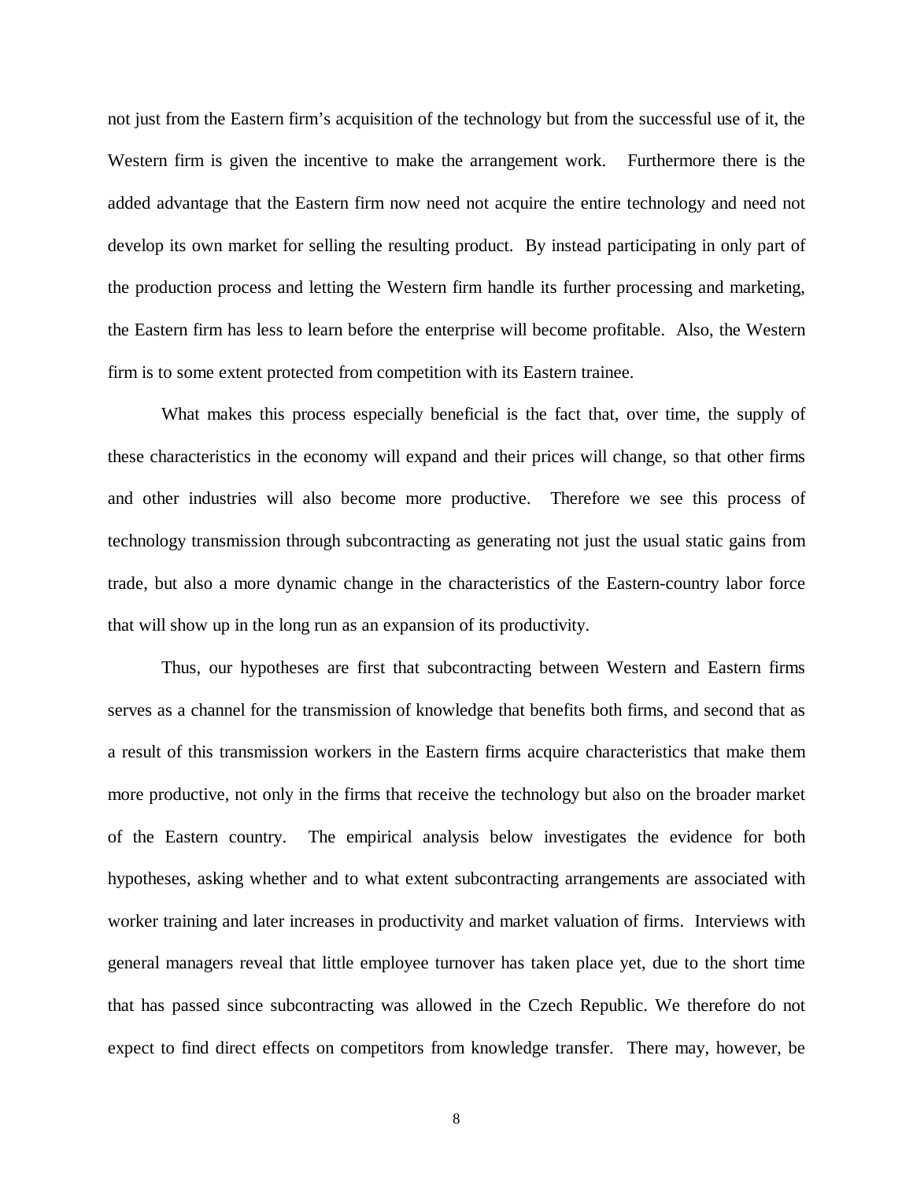not just from the Eastern firm's acquisition of the technology but from the successful use of it, the Western firm is given the incentive to make the arrangement work. Furthermore there is the added advantage that the Eastern firm now need not acquire the entire technology and need not develop its own market for selling the resulting product. By instead participating in only part of the production process and letting the Western firm handle its further processing and marketing, the Eastern firm has less to learn before the enterprise will become profitable. Also, the Western firm is to some extent protected from competition with its Eastern trainee.

What makes this process especially beneficial is the fact that, over time, the supply of these characteristics in the economy will expand and their prices will change, so that other firms and other industries will also become more productive. Therefore we see this process of technology transmission through subcontracting as generating not just the usual static gains from trade, but also a more dynamic change in the characteristics of the Eastern-country labor force that will show up in the long run as an expansion of its productivity.

Thus, our hypotheses are first that subcontracting between Western and Eastern firms serves as a channel for the transmission of knowledge that benefits both firms, and second that as a result of this transmission workers in the Eastern firms acquire characteristics that make them more productive, not only in the firms that receive the technology but also on the broader market of the Eastern country. The empirical analysis below investigates the evidence for both hypotheses, asking whether and to what extent subcontracting arrangements are associated with worker training and later increases in productivity and market valuation of firms. Interviews with general managers reveal that little employee turnover has taken place yet, due to the short time that has passed since subcontracting was allowed in the Czech Republic. We therefore do not expect to find direct effects on competitors from knowledge transfer. There may, however, be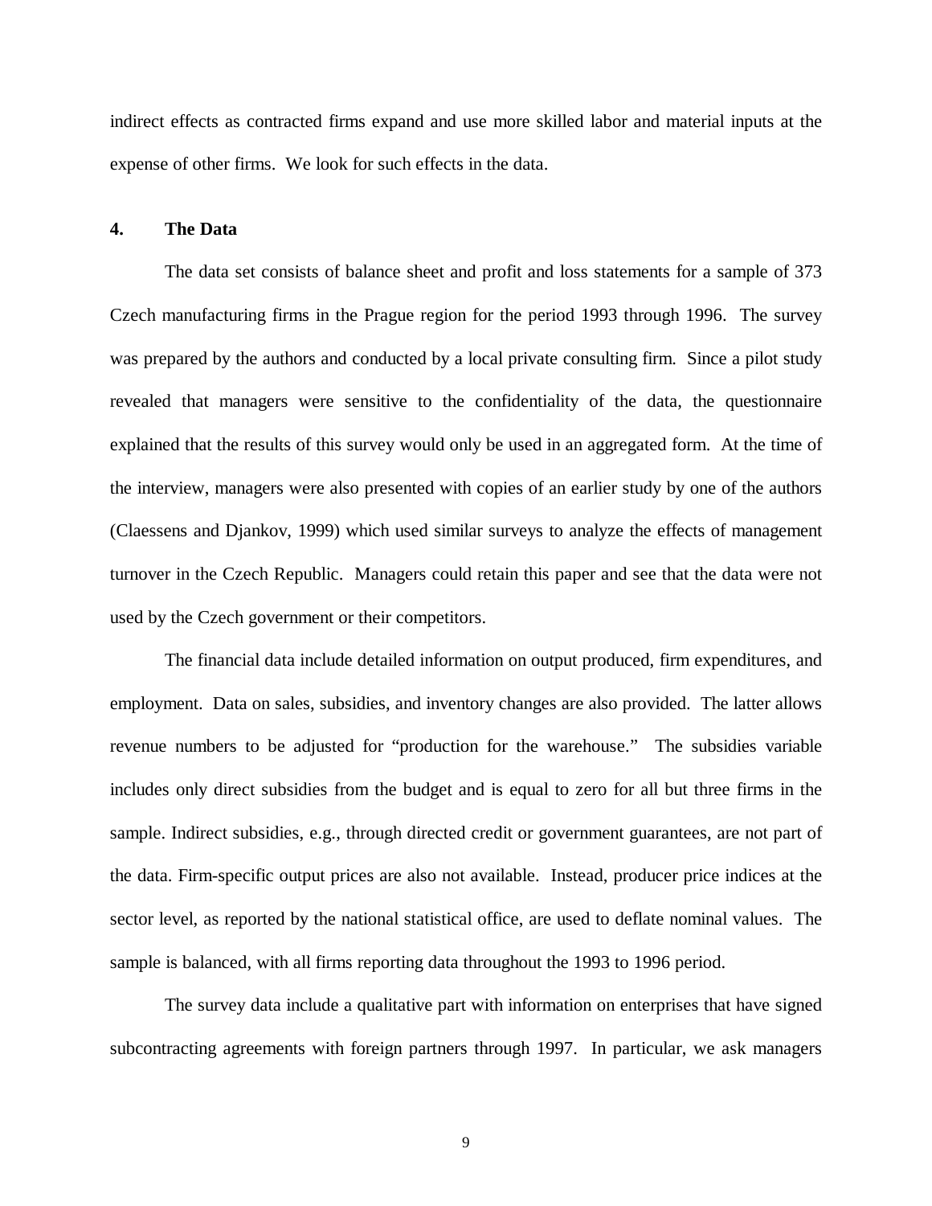indirect effects as contracted firms expand and use more skilled labor and material inputs at the expense of other firms. We look for such effects in the data.

## 4. The Data

The data set consists of balance sheet and profit and loss statements for a sample of 373 Czech manufacturing firms in the Prague region for the period 1993 through 1996. The survey was prepared by the authors and conducted by a local private consulting firm. Since a pilot study revealed that managers were sensitive to the confidentiality of the data, the questionnaire explained that the results of this survey would only be used in an aggregated form. At the time of the interview, managers were also presented with copies of an earlier study by one of the authors (Claessens and Djankov, 1999) which used similar surveys to analyze the effects of management turnover in the Czech Republic. Managers could retain this paper and see that the data were not used by the Czech government or their competitors.

The financial data include detailed information on output produced, firm expenditures, and employment. Data on sales, subsidies, and inventory changes are also provided. The latter allows revenue numbers to be adjusted for "production for the warehouse." The subsidies variable includes only direct subsidies from the budget and is equal to zero for all but three firms in the sample. Indirect subsidies, e.g., through directed credit or government guarantees, are not part of the data. Firm-specific output prices are also not available. Instead, producer price indices at the sector level, as reported by the national statistical office, are used to deflate nominal values. The sample is balanced, with all firms reporting data throughout the 1993 to 1996 period.

The survey data include a qualitative part with information on enterprises that have signed subcontracting agreements with foreign partners through 1997. In particular, we ask managers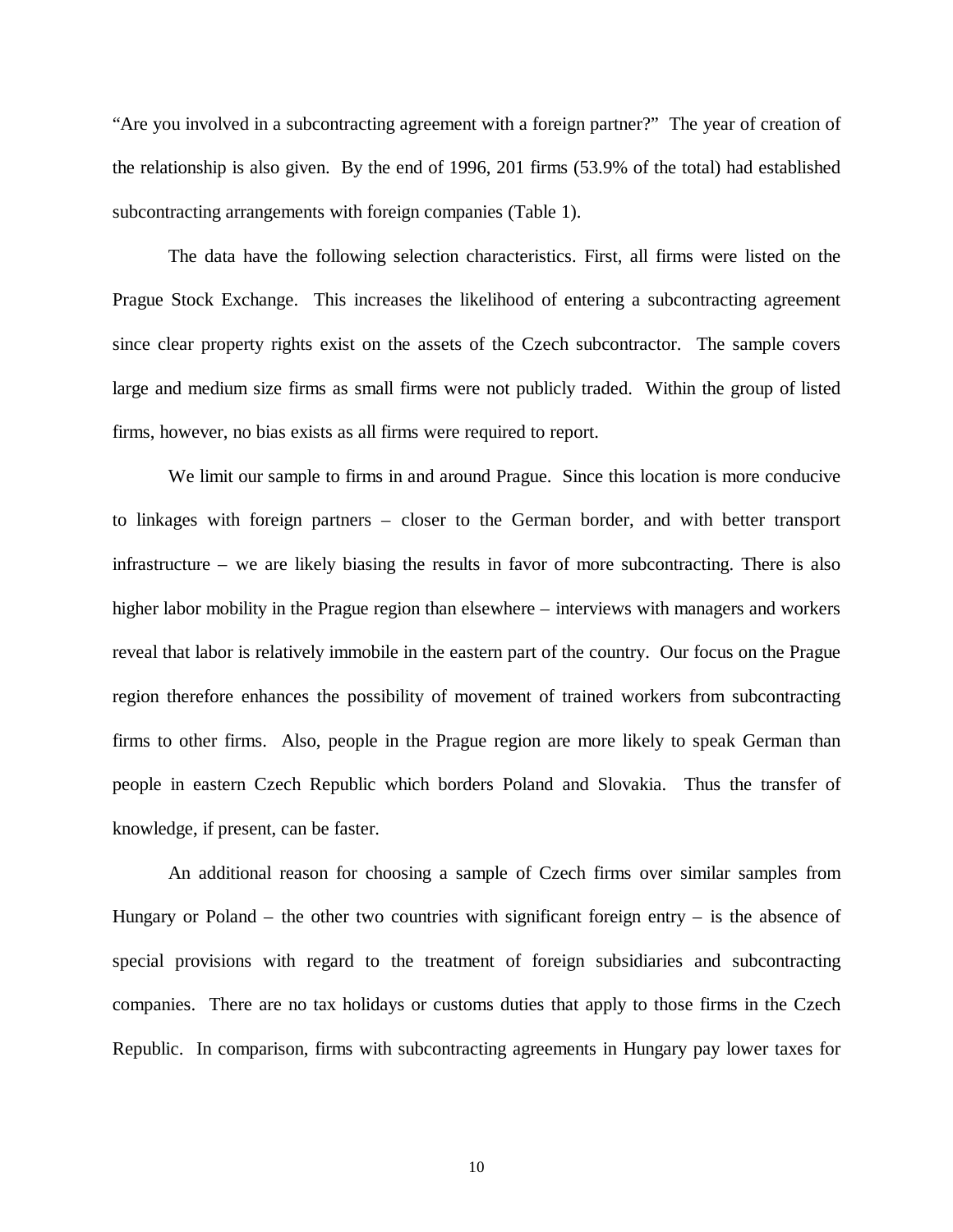"Are you involved in a subcontracting agreement with a foreign partner?" The year of creation of the relationship is also given. By the end of 1996, 201 firms (53.9% of the total) had established subcontracting arrangements with foreign companies (Table 1).

The data have the following selection characteristics. First, all firms were listed on the Prague Stock Exchange. This increases the likelihood of entering a subcontracting agreement since clear property rights exist on the assets of the Czech subcontractor. The sample covers large and medium size firms as small firms were not publicly traded. Within the group of listed firms, however, no bias exists as all firms were required to report.

We limit our sample to firms in and around Prague. Since this location is more conducive to linkages with foreign partners – closer to the German border, and with better transport infrastructure – we are likely biasing the results in favor of more subcontracting. There is also higher labor mobility in the Prague region than elsewhere – interviews with managers and workers reveal that labor is relatively immobile in the eastern part of the country. Our focus on the Prague region therefore enhances the possibility of movement of trained workers from subcontracting firms to other firms. Also, people in the Prague region are more likely to speak German than people in eastern Czech Republic which borders Poland and Slovakia. Thus the transfer of knowledge, if present, can be faster.

An additional reason for choosing a sample of Czech firms over similar samples from Hungary or Poland – the other two countries with significant foreign entry – is the absence of special provisions with regard to the treatment of foreign subsidiaries and subcontracting companies. There are no tax holidays or customs duties that apply to those firms in the Czech Republic. In comparison, firms with subcontracting agreements in Hungary pay lower taxes for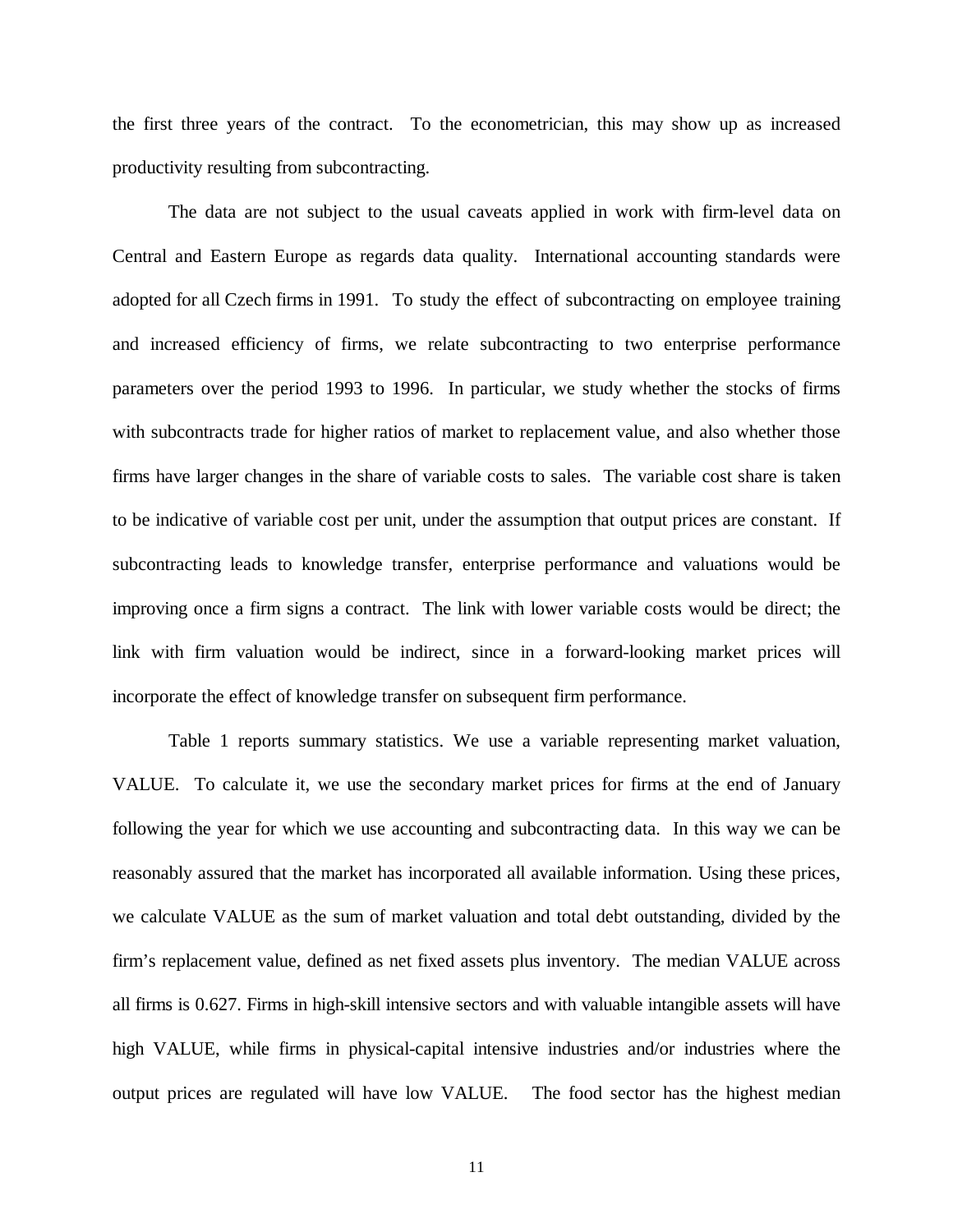the first three years of the contract. To the econometrician, this may show up as increased productivity resulting from subcontracting.

The data are not subject to the usual caveats applied in work with firm-level data on Central and Eastern Europe as regards data quality. International accounting standards were adopted for all Czech firms in 1991. To study the effect of subcontracting on employee training and increased efficiency of firms, we relate subcontracting to two enterprise performance parameters over the period 1993 to 1996. In particular, we study whether the stocks of firms with subcontracts trade for higher ratios of market to replacement value, and also whether those firms have larger changes in the share of variable costs to sales. The variable cost share is taken to be indicative of variable cost per unit, under the assumption that output prices are constant. If subcontracting leads to knowledge transfer, enterprise performance and valuations would be improving once a firm signs a contract. The link with lower variable costs would be direct; the link with firm valuation would be indirect, since in a forward-looking market prices will incorporate the effect of knowledge transfer on subsequent firm performance.

Table 1 reports summary statistics. We use a variable representing market valuation, VALUE. To calculate it, we use the secondary market prices for firms at the end of January following the year for which we use accounting and subcontracting data. In this way we can be reasonably assured that the market has incorporated all available information. Using these prices, we calculate VALUE as the sum of market valuation and total debt outstanding, divided by the firm's replacement value, defined as net fixed assets plus inventory. The median VALUE across all firms is 0.627. Firms in high-skill intensive sectors and with valuable intangible assets will have high VALUE, while firms in physical-capital intensive industries and/or industries where the output prices are regulated will have low VALUE. The food sector has the highest median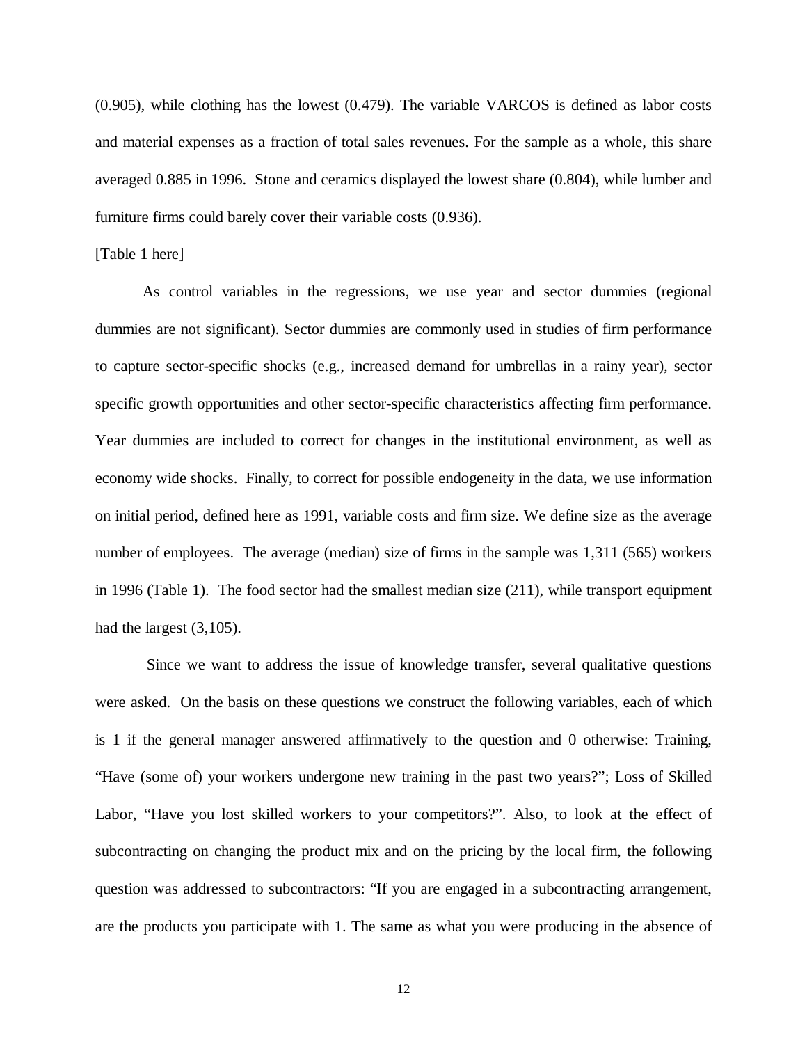(0.905), while clothing has the lowest (0.479). The variable VARCOS is defined as labor costs and material expenses as a fraction of total sales revenues. For the sample as a whole, this share averaged 0.885 in 1996. Stone and ceramics displayed the lowest share (0.804), while lumber and furniture firms could barely cover their variable costs (0.936).

[Table 1 here]

As control variables in the regressions, we use year and sector dummies (regional dummies are not significant). Sector dummies are commonly used in studies of firm performance to capture sector-specific shocks (e.g., increased demand for umbrellas in a rainy year), sector specific growth opportunities and other sector-specific characteristics affecting firm performance. Year dummies are included to correct for changes in the institutional environment, as well as economy wide shocks. Finally, to correct for possible endogeneity in the data, we use information on initial period, defined here as 1991, variable costs and firm size. We define size as the average number of employees. The average (median) size of firms in the sample was 1,311 (565) workers in 1996 (Table 1). The food sector had the smallest median size (211), while transport equipment had the largest (3,105).

Since we want to address the issue of knowledge transfer, several qualitative questions were asked. On the basis on these questions we construct the following variables, each of which is 1 if the general manager answered affirmatively to the question and 0 otherwise: Training, "Have (some of) your workers undergone new training in the past two years?"; Loss of Skilled Labor, "Have you lost skilled workers to your competitors?". Also, to look at the effect of subcontracting on changing the product mix and on the pricing by the local firm, the following question was addressed to subcontractors: "If you are engaged in a subcontracting arrangement, are the products you participate with 1. The same as what you were producing in the absence of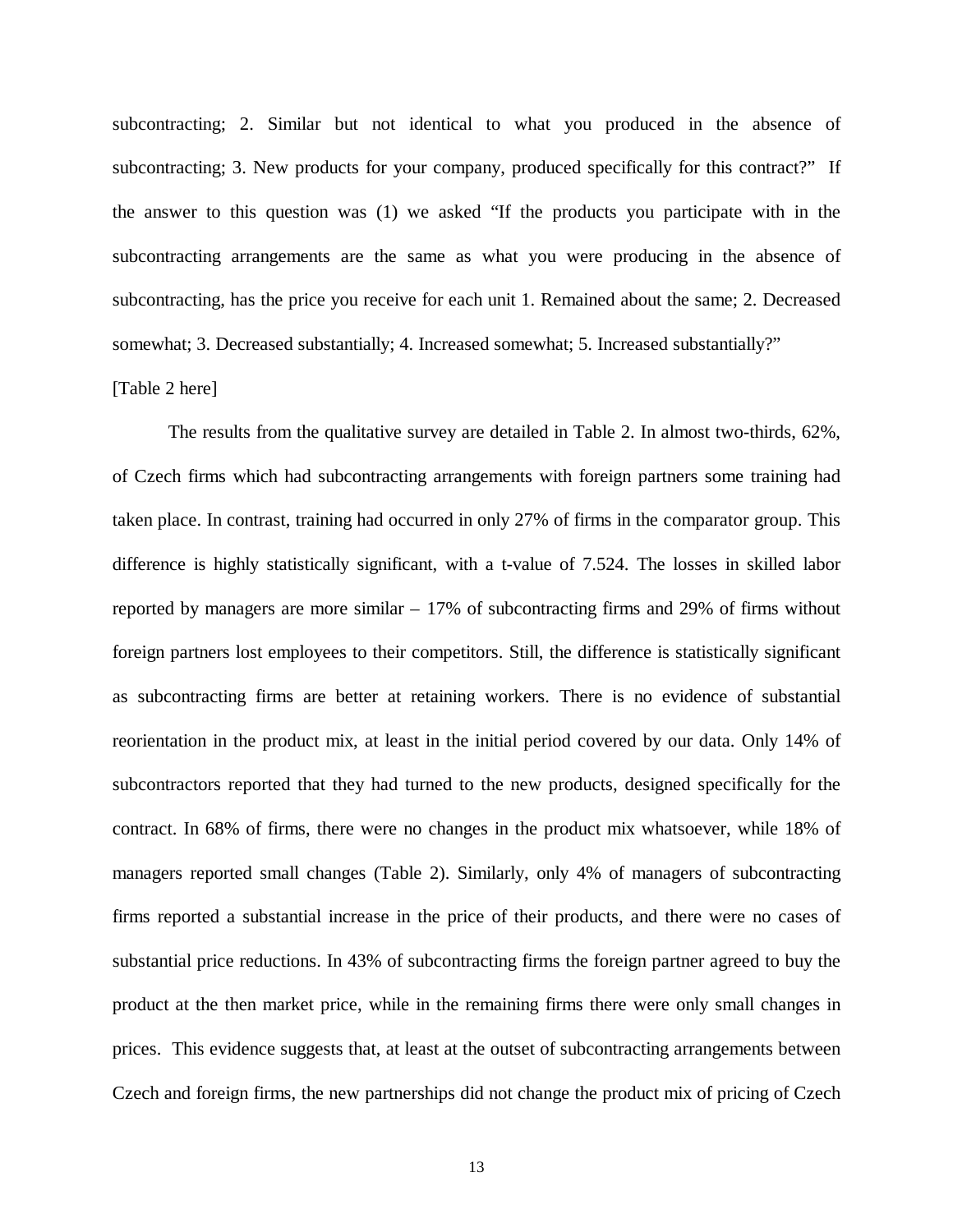subcontracting; 2. Similar but not identical to what you produced in the absence of subcontracting; 3. New products for your company, produced specifically for this contract?" If the answer to this question was (1) we asked "If the products you participate with in the subcontracting arrangements are the same as what you were producing in the absence of subcontracting, has the price you receive for each unit 1. Remained about the same; 2. Decreased somewhat; 3. Decreased substantially; 4. Increased somewhat; 5. Increased substantially?"

[Table 2 here]

The results from the qualitative survey are detailed in Table 2. In almost two-thirds, 62%, of Czech firms which had subcontracting arrangements with foreign partners some training had taken place. In contrast, training had occurred in only 27% of firms in the comparator group. This difference is highly statistically significant, with a t-value of 7.524. The losses in skilled labor reported by managers are more similar – 17% of subcontracting firms and 29% of firms without foreign partners lost employees to their competitors. Still, the difference is statistically significant as subcontracting firms are better at retaining workers. There is no evidence of substantial reorientation in the product mix, at least in the initial period covered by our data. Only 14% of subcontractors reported that they had turned to the new products, designed specifically for the contract. In 68% of firms, there were no changes in the product mix whatsoever, while 18% of managers reported small changes (Table 2). Similarly, only 4% of managers of subcontracting firms reported a substantial increase in the price of their products, and there were no cases of substantial price reductions. In 43% of subcontracting firms the foreign partner agreed to buy the product at the then market price, while in the remaining firms there were only small changes in prices. This evidence suggests that, at least at the outset of subcontracting arrangements between Czech and foreign firms, the new partnerships did not change the product mix of pricing of Czech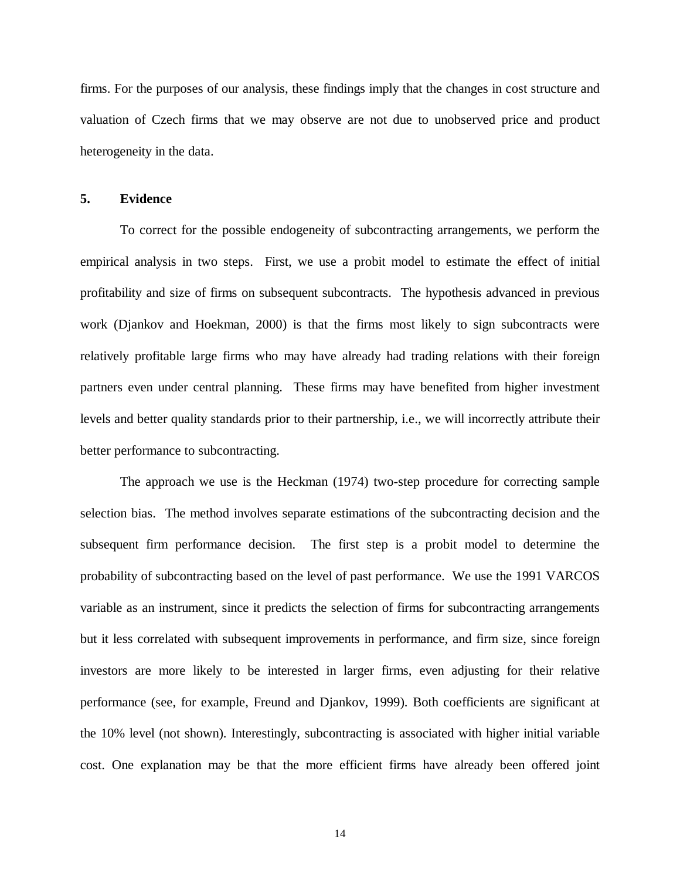firms. For the purposes of our analysis, these findings imply that the changes in cost structure and valuation of Czech firms that we may observe are not due to unobserved price and product heterogeneity in the data.

## 5. Evidence

To correct for the possible endogeneity of subcontracting arrangements, we perform the empirical analysis in two steps. First, we use a probit model to estimate the effect of initial profitability and size of firms on subsequent subcontracts. The hypothesis advanced in previous work (Djankov and Hoekman, 2000) is that the firms most likely to sign subcontracts were relatively profitable large firms who may have already had trading relations with their foreign partners even under central planning. These firms may have benefited from higher investment levels and better quality standards prior to their partnership, i.e., we will incorrectly attribute their better performance to subcontracting.

The approach we use is the Heckman (1974) two-step procedure for correcting sample selection bias. The method involves separate estimations of the subcontracting decision and the subsequent firm performance decision. The first step is a probit model to determine the probability of subcontracting based on the level of past performance. We use the 1991 VARCOS variable as an instrument, since it predicts the selection of firms for subcontracting arrangements but it less correlated with subsequent improvements in performance, and firm size, since foreign investors are more likely to be interested in larger firms, even adjusting for their relative performance (see, for example, Freund and Djankov, 1999). Both coefficients are significant at the 10% level (not shown). Interestingly, subcontracting is associated with higher initial variable cost. One explanation may be that the more efficient firms have already been offered joint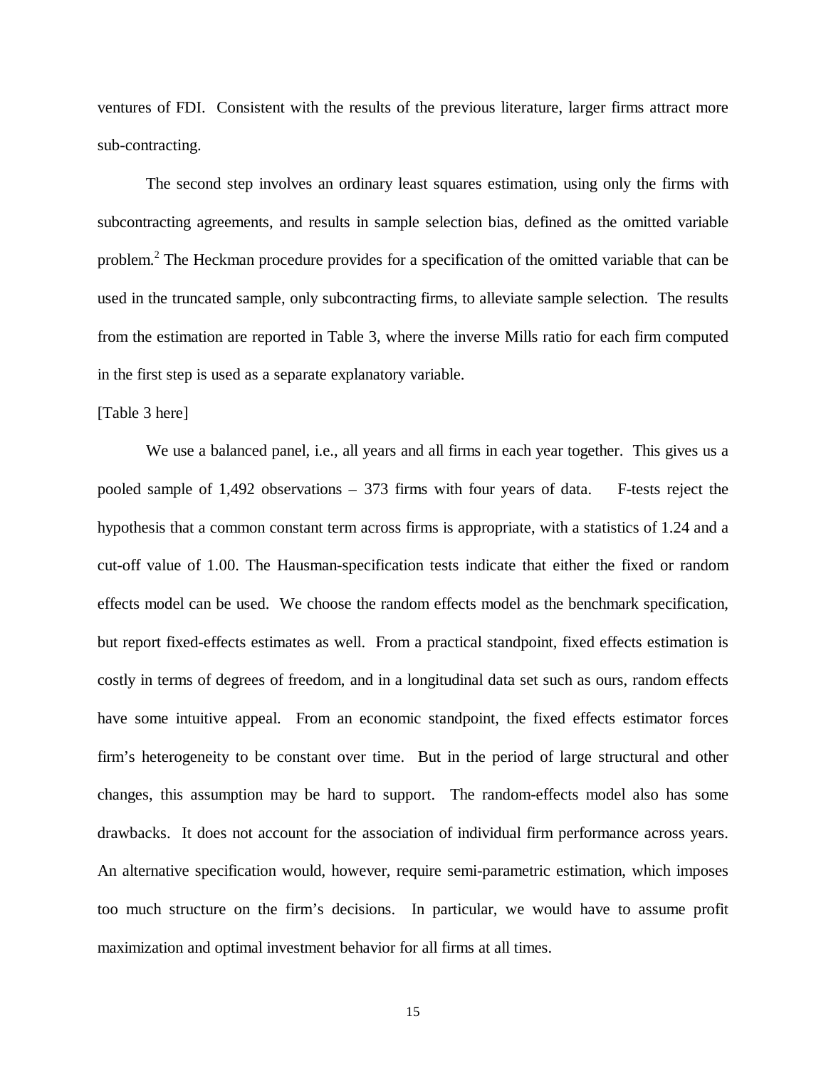ventures of FDI. Consistent with the results of the previous literature, larger firms attract more sub-contracting.

The second step involves an ordinary least squares estimation, using only the firms with subcontracting agreements, and results in sample selection bias, defined as the omitted variable problem.[2] The Heckman procedure provides for a specification of the omitted variable that can be used in the truncated sample, only subcontracting firms, to alleviate sample selection. The results from the estimation are reported in Table 3, where the inverse Mills ratio for each firm computed in the first step is used as a separate explanatory variable.

[Table 3 here]

We use a balanced panel, i.e., all years and all firms in each year together. This gives us a pooled sample of 1,492 observations – 373 firms with four years of data. F-tests reject the hypothesis that a common constant term across firms is appropriate, with a statistics of 1.24 and a cut-off value of 1.00. The Hausman-specification tests indicate that either the fixed or random effects model can be used. We choose the random effects model as the benchmark specification, but report fixed-effects estimates as well. From a practical standpoint, fixed effects estimation is costly in terms of degrees of freedom, and in a longitudinal data set such as ours, random effects have some intuitive appeal. From an economic standpoint, the fixed effects estimator forces firm's heterogeneity to be constant over time. But in the period of large structural and other changes, this assumption may be hard to support. The random-effects model also has some drawbacks. It does not account for the association of individual firm performance across years. An alternative specification would, however, require semi-parametric estimation, which imposes too much structure on the firm's decisions. In particular, we would have to assume profit maximization and optimal investment behavior for all firms at all times.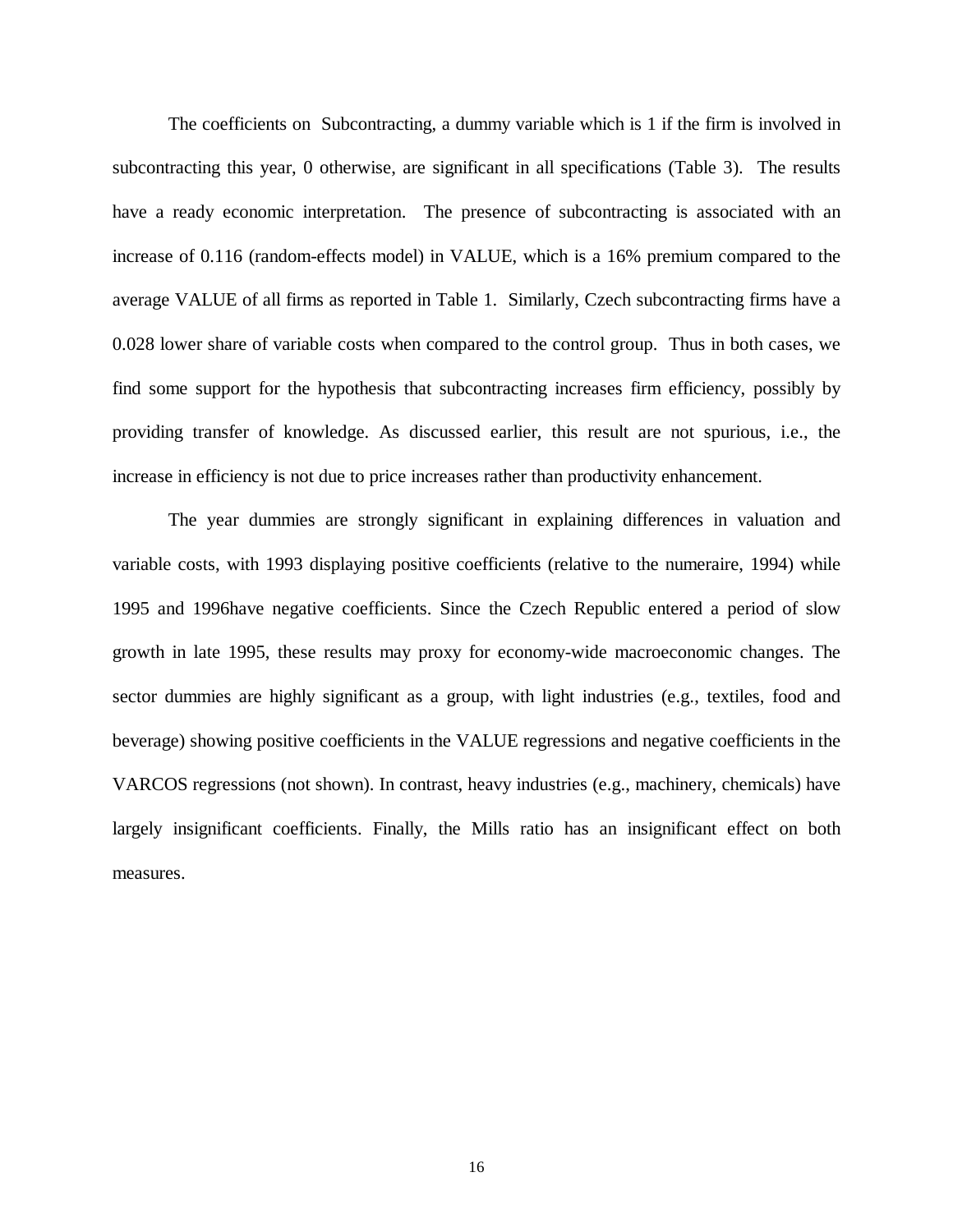The coefficients on Subcontracting, a dummy variable which is 1 if the firm is involved in subcontracting this year, 0 otherwise, are significant in all specifications (Table 3). The results have a ready economic interpretation. The presence of subcontracting is associated with an increase of 0.116 (random-effects model) in VALUE, which is a 16% premium compared to the average VALUE of all firms as reported in Table 1. Similarly, Czech subcontracting firms have a 0.028 lower share of variable costs when compared to the control group. Thus in both cases, we find some support for the hypothesis that subcontracting increases firm efficiency, possibly by providing transfer of knowledge. As discussed earlier, this result are not spurious, i.e., the increase in efficiency is not due to price increases rather than productivity enhancement.

The year dummies are strongly significant in explaining differences in valuation and variable costs, with 1993 displaying positive coefficients (relative to the numeraire, 1994) while 1995 and 1996have negative coefficients. Since the Czech Republic entered a period of slow growth in late 1995, these results may proxy for economy-wide macroeconomic changes. The sector dummies are highly significant as a group, with light industries (e.g., textiles, food and beverage) showing positive coefficients in the VALUE regressions and negative coefficients in the VARCOS regressions (not shown). In contrast, heavy industries (e.g., machinery, chemicals) have largely insignificant coefficients. Finally, the Mills ratio has an insignificant effect on both measures.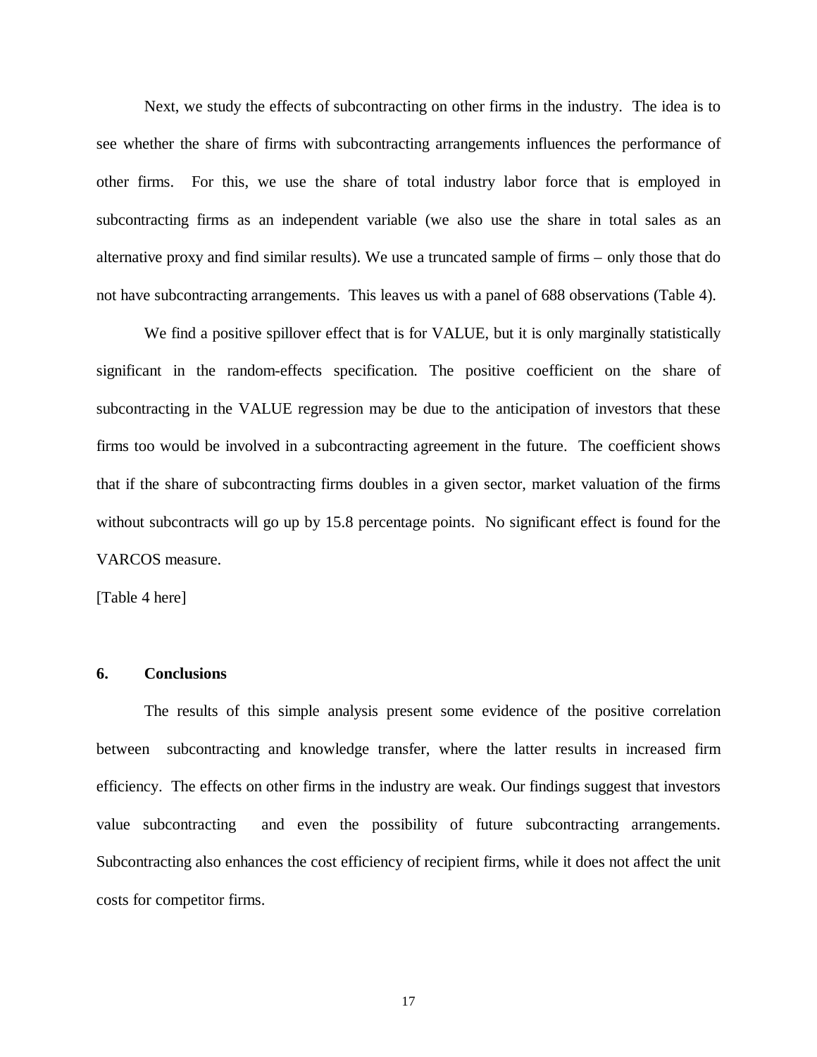Next, we study the effects of subcontracting on other firms in the industry. The idea is to see whether the share of firms with subcontracting arrangements influences the performance of other firms. For this, we use the share of total industry labor force that is employed in subcontracting firms as an independent variable (we also use the share in total sales as an alternative proxy and find similar results). We use a truncated sample of firms – only those that do not have subcontracting arrangements. This leaves us with a panel of 688 observations (Table 4).

We find a positive spillover effect that is for VALUE, but it is only marginally statistically significant in the random-effects specification. The positive coefficient on the share of subcontracting in the VALUE regression may be due to the anticipation of investors that these firms too would be involved in a subcontracting agreement in the future. The coefficient shows that if the share of subcontracting firms doubles in a given sector, market valuation of the firms without subcontracts will go up by 15.8 percentage points. No significant effect is found for the VARCOS measure.

[Table 4 here]

## 6. Conclusions

The results of this simple analysis present some evidence of the positive correlation between subcontracting and knowledge transfer, where the latter results in increased firm efficiency. The effects on other firms in the industry are weak. Our findings suggest that investors value subcontracting and even the possibility of future subcontracting arrangements. Subcontracting also enhances the cost efficiency of recipient firms, while it does not affect the unit costs for competitor firms.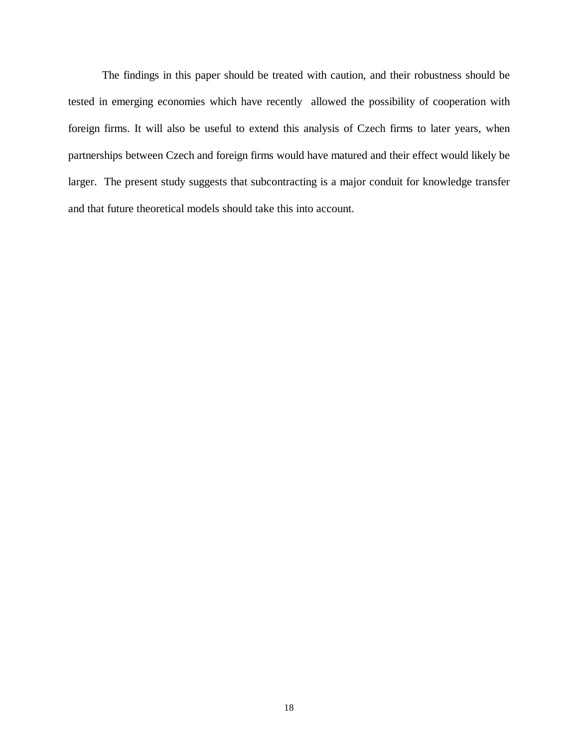The findings in this paper should be treated with caution, and their robustness should be tested in emerging economies which have recently allowed the possibility of cooperation with foreign firms. It will also be useful to extend this analysis of Czech firms to later years, when partnerships between Czech and foreign firms would have matured and their effect would likely be larger. The present study suggests that subcontracting is a major conduit for knowledge transfer and that future theoretical models should take this into account.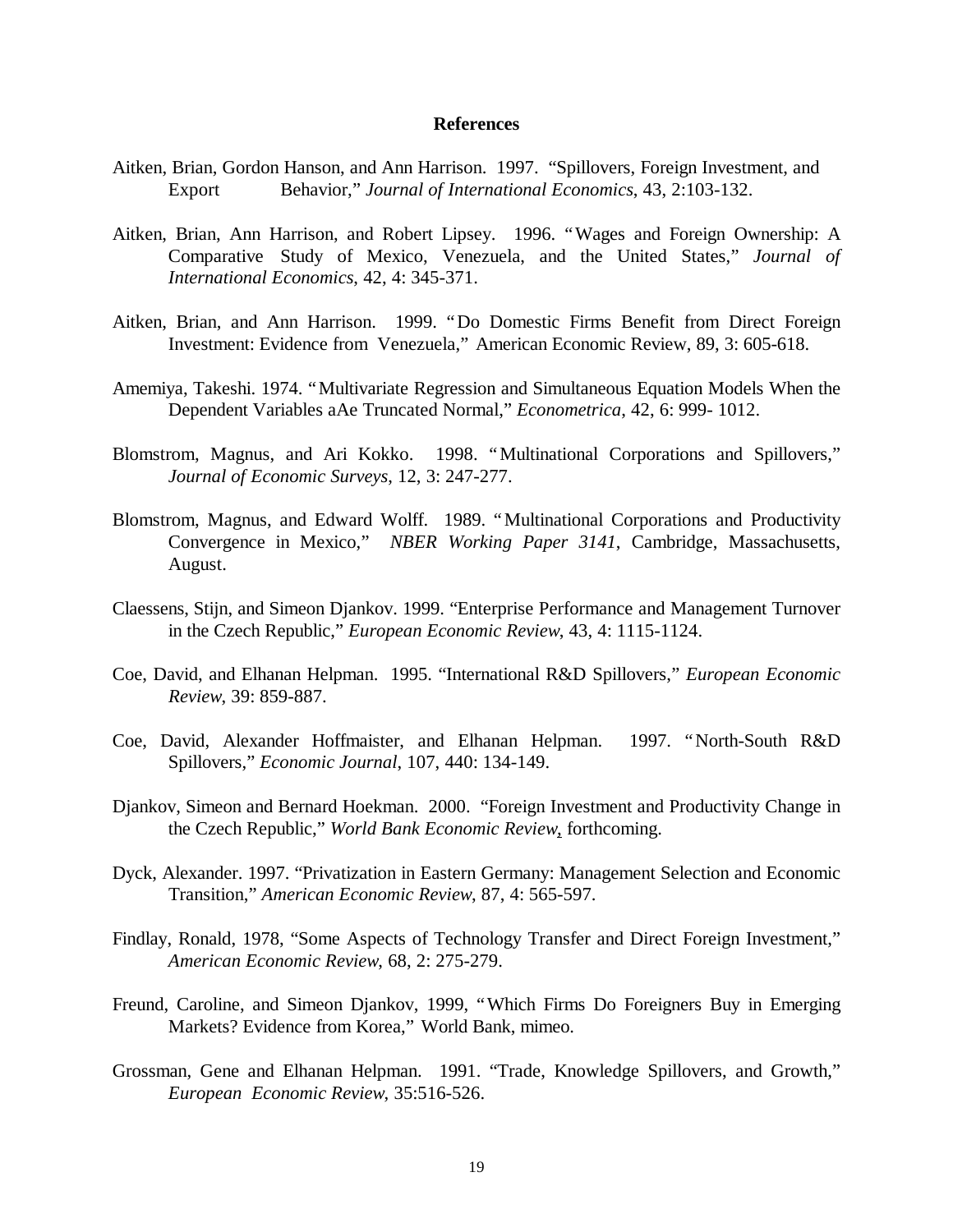## References

Aitken, Brian, Gordon Hanson, and Ann Harrison. 1997. "Spillovers, Foreign Investment, and Export Behavior," *Journal of International Economics*, 43, 2:103-132.

Aitken, Brian, Ann Harrison, and Robert Lipsey. 1996. "Wages and Foreign Ownership: A Comparative Study of Mexico, Venezuela, and the United States," *Journal of International Economics*, 42, 4: 345-371.

Aitken, Brian, and Ann Harrison. 1999. "Do Domestic Firms Benefit from Direct Foreign Investment: Evidence from Venezuela," American Economic Review, 89, 3: 605-618.

Amemiya, Takeshi. 1974. "Multivariate Regression and Simultaneous Equation Models When the Dependent Variables aAe Truncated Normal," *Econometrica*, 42, 6: 999- 1012.

Blomstrom, Magnus, and Ari Kokko. 1998. "Multinational Corporations and Spillovers," *Journal of Economic Surveys*, 12, 3: 247-277.

Blomstrom, Magnus, and Edward Wolff. 1989. "Multinational Corporations and Productivity Convergence in Mexico," *NBER Working Paper 3141*, Cambridge, Massachusetts, August.

Claessens, Stijn, and Simeon Djankov. 1999. "Enterprise Performance and Management Turnover in the Czech Republic," *European Economic Review*, 43, 4: 1115-1124.

Coe, David, and Elhanan Helpman. 1995. "International R&D Spillovers," *European Economic Review*, 39: 859-887.

Coe, David, Alexander Hoffmaister, and Elhanan Helpman. 1997. "North-South R&D Spillovers," *Economic Journal*, 107, 440: 134-149.

Djankov, Simeon and Bernard Hoekman. 2000. "Foreign Investment and Productivity Change in the Czech Republic," *World Bank Economic Review*, forthcoming.

Dyck, Alexander. 1997. "Privatization in Eastern Germany: Management Selection and Economic Transition," *American Economic Review*, 87, 4: 565-597.

Findlay, Ronald, 1978, "Some Aspects of Technology Transfer and Direct Foreign Investment," *American Economic Review*, 68, 2: 275-279.

Freund, Caroline, and Simeon Djankov, 1999, "Which Firms Do Foreigners Buy in Emerging Markets? Evidence from Korea," World Bank, mimeo.

Grossman, Gene and Elhanan Helpman. 1991. "Trade, Knowledge Spillovers, and Growth," *European Economic Review*, 35:516-526.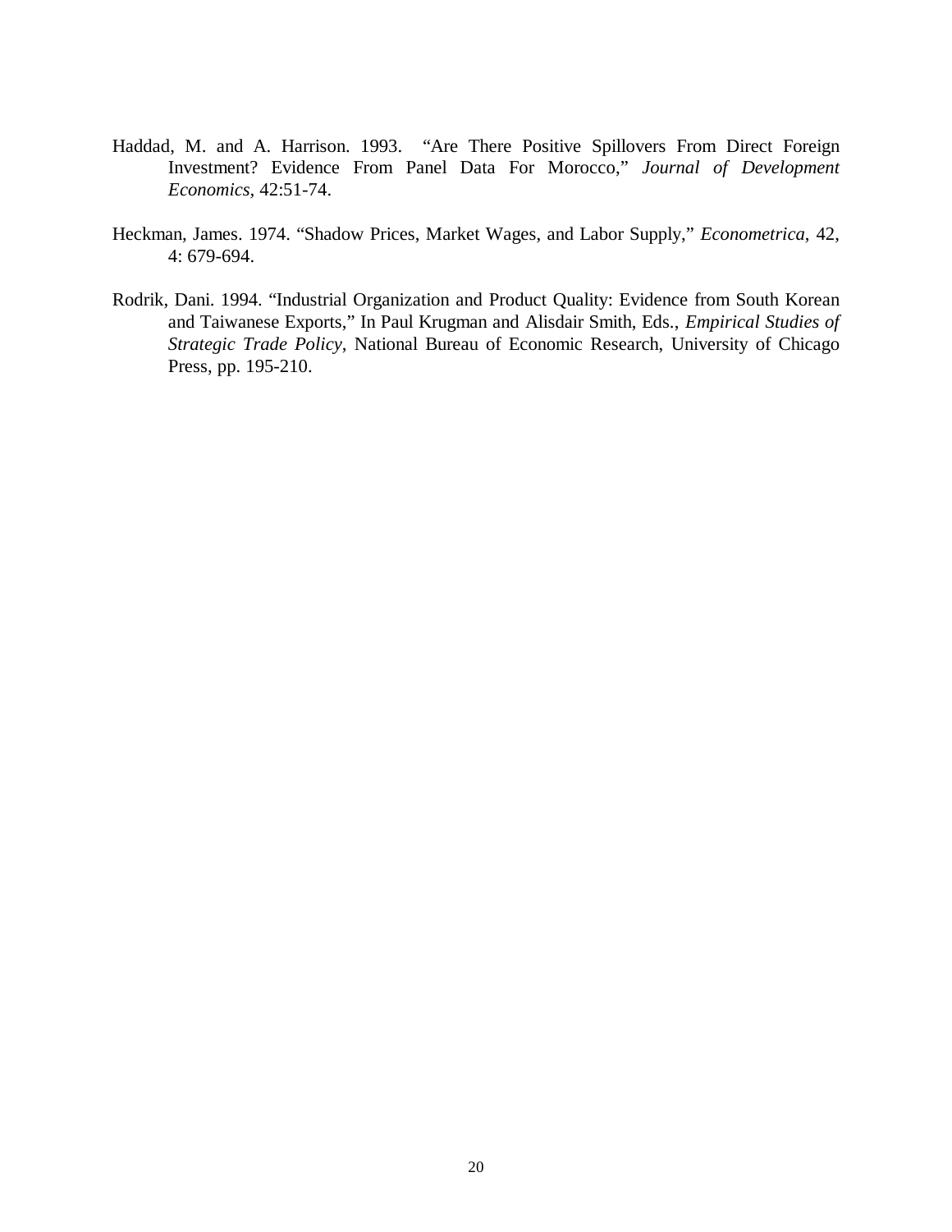Haddad, M. and A. Harrison. 1993. "Are There Positive Spillovers From Direct Foreign Investment? Evidence From Panel Data For Morocco," *Journal of Development Economics*, 42:51-74.

Heckman, James. 1974. "Shadow Prices, Market Wages, and Labor Supply," *Econometrica*, 42, 4: 679-694.

Rodrik, Dani. 1994. "Industrial Organization and Product Quality: Evidence from South Korean and Taiwanese Exports," In Paul Krugman and Alisdair Smith, Eds., *Empirical Studies of Strategic Trade Policy*, National Bureau of Economic Research, University of Chicago Press, pp. 195-210.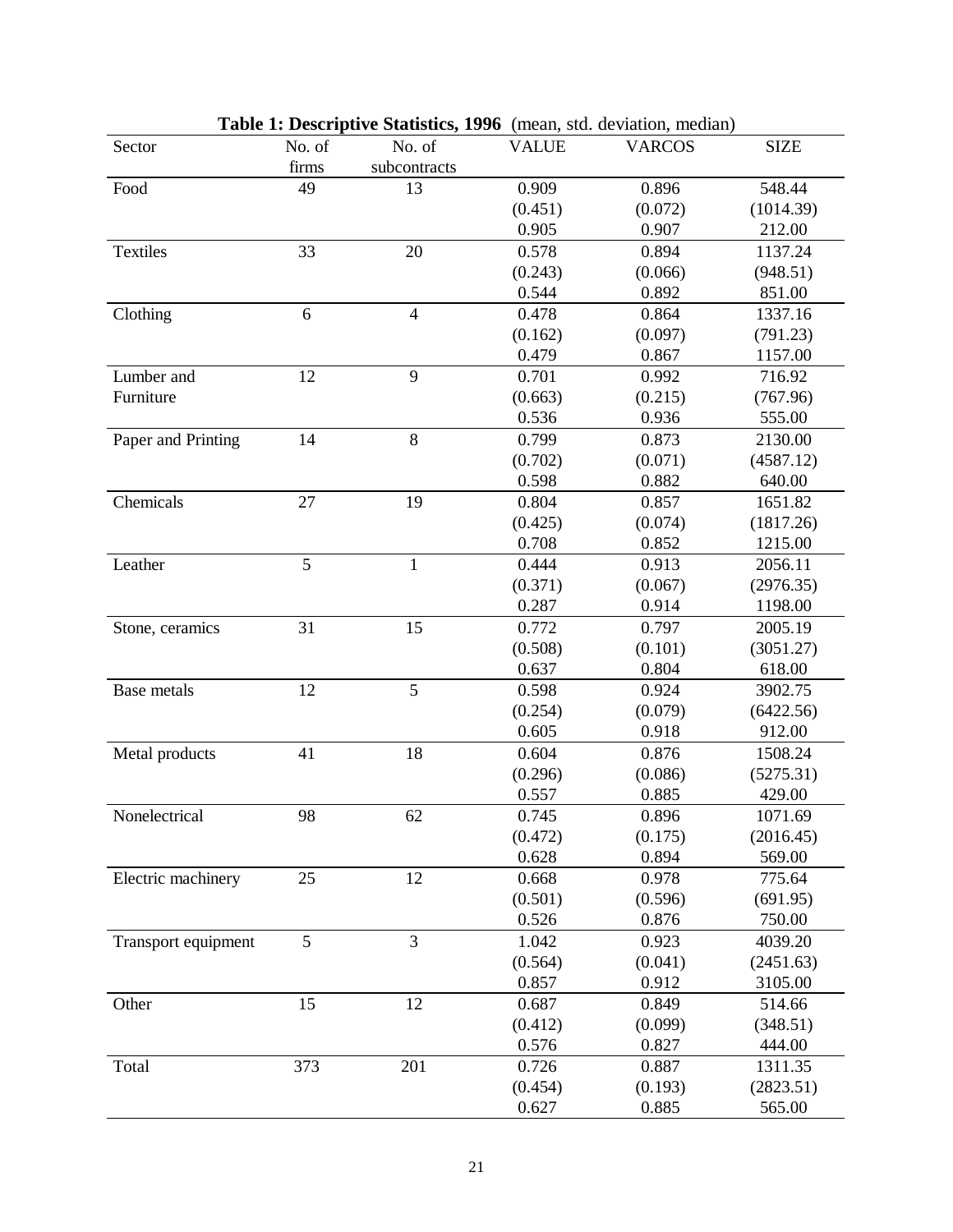**Table 1: Descriptive Statistics, 1996** (mean, std. deviation, median)

| Sector | No. of firms | No. of subcontracts | VALUE | VARCOS | SIZE |
|---|---|---|---|---|---|
| Food | 49 | 13 | 0.909 | 0.896 | 548.44 |
| | | | (0.451) | (0.072) | (1014.39) |
| | | | 0.905 | 0.907 | 212.00 |
| Textiles | 33 | 20 | 0.578 | 0.894 | 1137.24 |
| | | | (0.243) | (0.066) | (948.51) |
| | | | 0.544 | 0.892 | 851.00 |
| Clothing | 6 | 4 | 0.478 | 0.864 | 1337.16 |
| | | | (0.162) | (0.097) | (791.23) |
| | | | 0.479 | 0.867 | 1157.00 |
| Lumber and Furniture | 12 | 9 | 0.701 | 0.992 | 716.92 |
| | | | (0.663) | (0.215) | (767.96) |
| | | | 0.536 | 0.936 | 555.00 |
| Paper and Printing | 14 | 8 | 0.799 | 0.873 | 2130.00 |
| | | | (0.702) | (0.071) | (4587.12) |
| | | | 0.598 | 0.882 | 640.00 |
| Chemicals | 27 | 19 | 0.804 | 0.857 | 1651.82 |
| | | | (0.425) | (0.074) | (1817.26) |
| | | | 0.708 | 0.852 | 1215.00 |
| Leather | 5 | 1 | 0.444 | 0.913 | 2056.11 |
| | | | (0.371) | (0.067) | (2976.35) |
| | | | 0.287 | 0.914 | 1198.00 |
| Stone, ceramics | 31 | 15 | 0.772 | 0.797 | 2005.19 |
| | | | (0.508) | (0.101) | (3051.27) |
| | | | 0.637 | 0.804 | 618.00 |
| Base metals | 12 | 5 | 0.598 | 0.924 | 3902.75 |
| | | | (0.254) | (0.079) | (6422.56) |
| | | | 0.605 | 0.918 | 912.00 |
| Metal products | 41 | 18 | 0.604 | 0.876 | 1508.24 |
| | | | (0.296) | (0.086) | (5275.31) |
| | | | 0.557 | 0.885 | 429.00 |
| Nonelectrical | 98 | 62 | 0.745 | 0.896 | 1071.69 |
| | | | (0.472) | (0.175) | (2016.45) |
| | | | 0.628 | 0.894 | 569.00 |
| Electric machinery | 25 | 12 | 0.668 | 0.978 | 775.64 |
| | | | (0.501) | (0.596) | (691.95) |
| | | | 0.526 | 0.876 | 750.00 |
| Transport equipment | 5 | 3 | 1.042 | 0.923 | 4039.20 |
| | | | (0.564) | (0.041) | (2451.63) |
| | | | 0.857 | 0.912 | 3105.00 |
| Other | 15 | 12 | 0.687 | 0.849 | 514.66 |
| | | | (0.412) | (0.099) | (348.51) |
| | | | 0.576 | 0.827 | 444.00 |
| Total | 373 | 201 | 0.726 | 0.887 | 1311.35 |
| | | | (0.454) | (0.193) | (2823.51) |
| | | | 0.627 | 0.885 | 565.00 |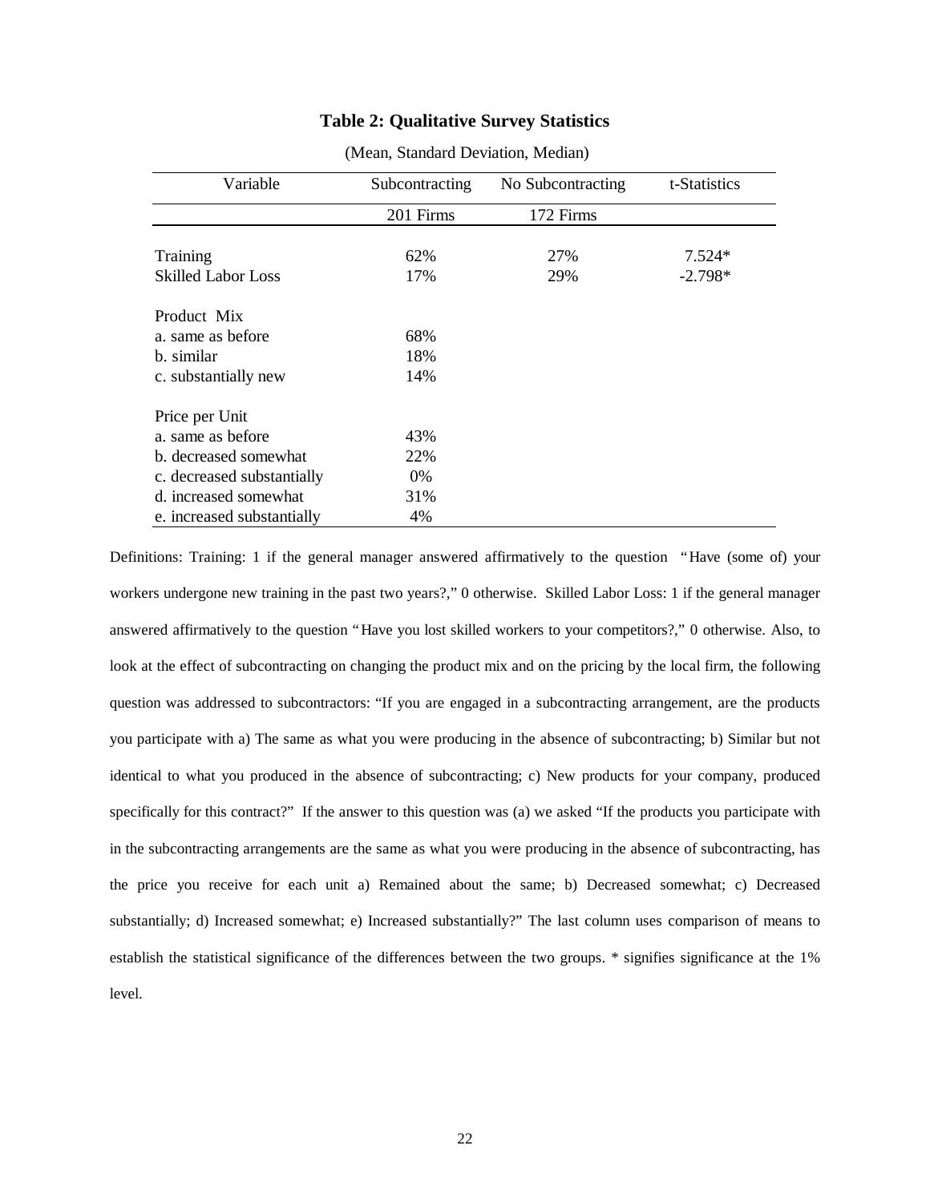**Table 2: Qualitative Survey Statistics**

(Mean, Standard Deviation, Median)

| Variable | Subcontracting | No Subcontracting | t-Statistics |
|---|---|---|---|
| | 201 Firms | 172 Firms | |
| Training | 62% | 27% | 7.524* |
| Skilled Labor Loss | 17% | 29% | -2.798* |
| Product Mix | | | |
| a. same as before | 68% | | |
| b. similar | 18% | | |
| c. substantially new | 14% | | |
| Price per Unit | | | |
| a. same as before | 43% | | |
| b. decreased somewhat | 22% | | |
| c. decreased substantially | 0% | | |
| d. increased somewhat | 31% | | |
| e. increased substantially | 4% | | |

Definitions: Training: 1 if the general manager answered affirmatively to the question "Have (some of) your workers undergone new training in the past two years?," 0 otherwise. Skilled Labor Loss: 1 if the general manager answered affirmatively to the question "Have you lost skilled workers to your competitors?," 0 otherwise. Also, to look at the effect of subcontracting on changing the product mix and on the pricing by the local firm, the following question was addressed to subcontractors: "If you are engaged in a subcontracting arrangement, are the products you participate with a) The same as what you were producing in the absence of subcontracting; b) Similar but not identical to what you produced in the absence of subcontracting; c) New products for your company, produced specifically for this contract?" If the answer to this question was (a) we asked "If the products you participate with in the subcontracting arrangements are the same as what you were producing in the absence of subcontracting, has the price you receive for each unit a) Remained about the same; b) Decreased somewhat; c) Decreased substantially; d) Increased somewhat; e) Increased substantially?" The last column uses comparison of means to establish the statistical significance of the differences between the two groups. * signifies significance at the 1% level.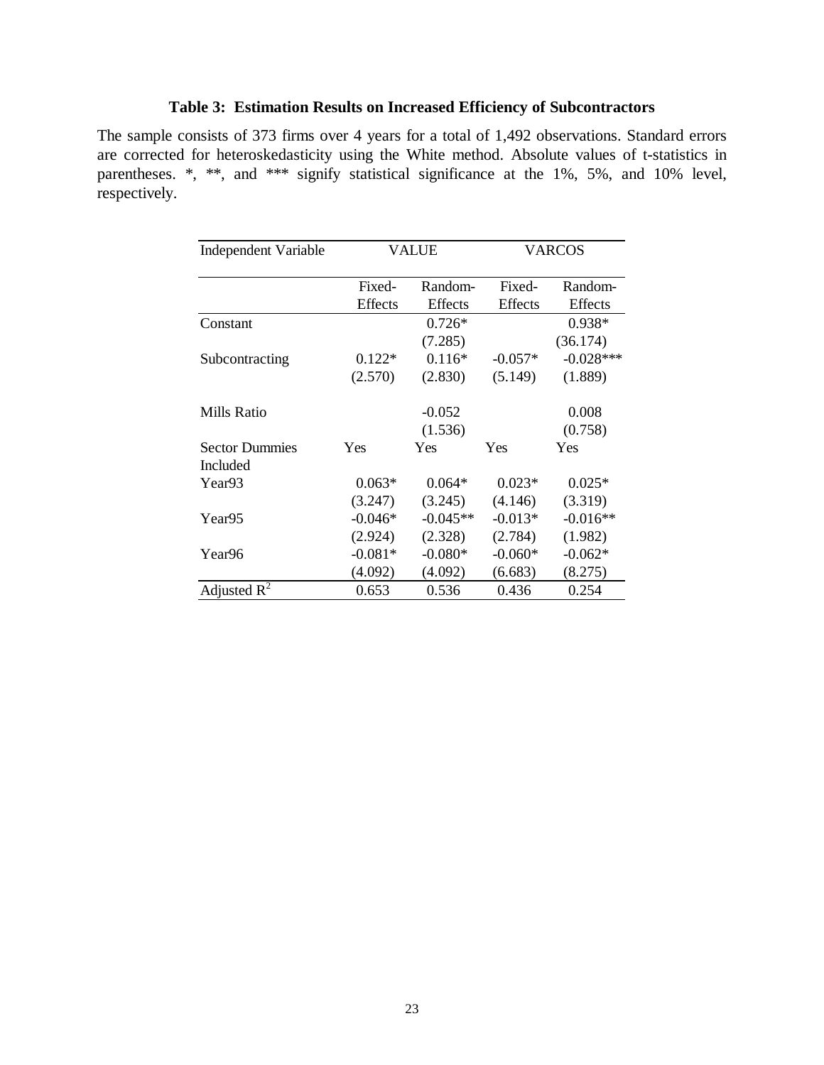**Table 3: Estimation Results on Increased Efficiency of Subcontractors**

The sample consists of 373 firms over 4 years for a total of 1,492 observations. Standard errors are corrected for heteroskedasticity using the White method. Absolute values of t-statistics in parentheses. *, **, and *** signify statistical significance at the 1%, 5%, and 10% level, respectively.

| Independent Variable | VALUE | | VARCOS | |
|---|---|---|---|---|
| | Fixed-Effects | Random-Effects | Fixed-Effects | Random-Effects |
| Constant | | 0.726* | | 0.938* |
| | | (7.285) | | (36.174) |
| Subcontracting | 0.122* | 0.116* | -0.057* | -0.028*** |
| | (2.570) | (2.830) | (5.149) | (1.889) |
| Mills Ratio | | -0.052 | | 0.008 |
| | | (1.536) | | (0.758) |
| Sector Dummies Included | Yes | Yes | Yes | Yes |
| Year93 | 0.063* | 0.064* | 0.023* | 0.025* |
| | (3.247) | (3.245) | (4.146) | (3.319) |
| Year95 | -0.046* | -0.045** | -0.013* | -0.016** |
| | (2.924) | (2.328) | (2.784) | (1.982) |
| Year96 | -0.081* | -0.080* | -0.060* | -0.062* |
| | (4.092) | (4.092) | (6.683) | (8.275) |
| Adjusted $R^2$ | 0.653 | 0.536 | 0.436 | 0.254 |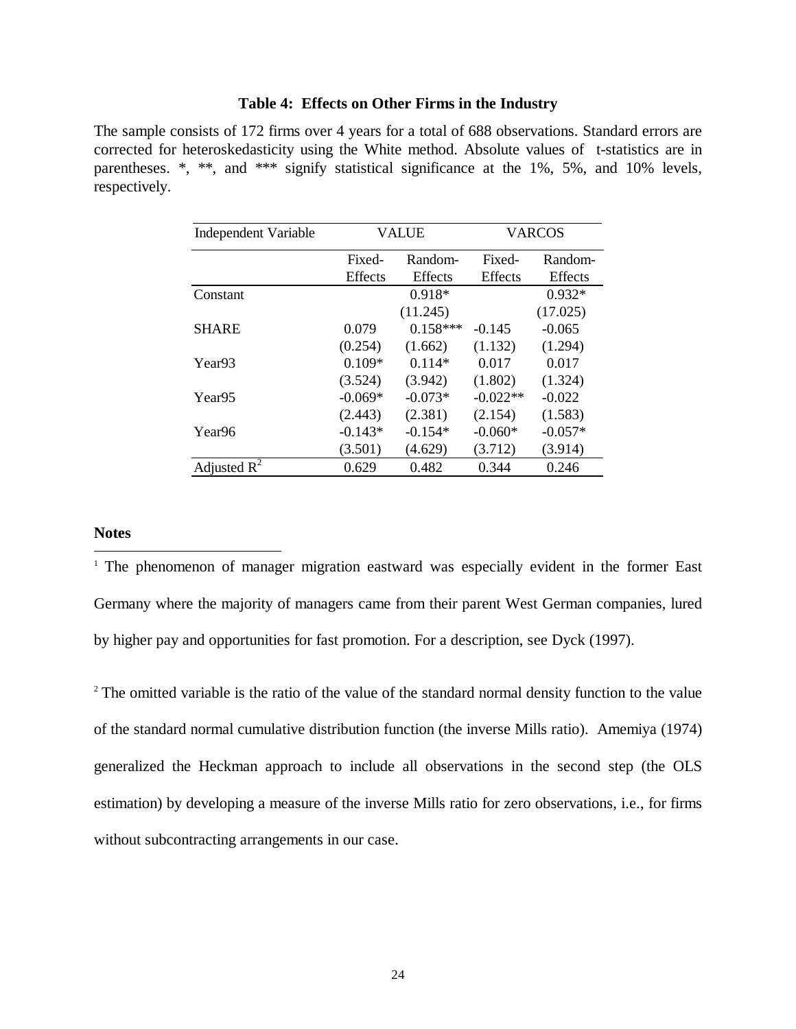**Table 4: Effects on Other Firms in the Industry**

The sample consists of 172 firms over 4 years for a total of 688 observations. Standard errors are corrected for heteroskedasticity using the White method. Absolute values of t-statistics are in parentheses. *, **, and *** signify statistical significance at the 1%, 5%, and 10% levels, respectively.

| Independent Variable | VALUE | | VARCOS | |
|---|---|---|---|---|
| | Fixed-Effects | Random-Effects | Fixed-Effects | Random-Effects |
| Constant | | 0.918* | | 0.932* |
| | | (11.245) | | (17.025) |
| SHARE | 0.079 | 0.158*** | -0.145 | -0.065 |
| | (0.254) | (1.662) | (1.132) | (1.294) |
| Year93 | 0.109* | 0.114* | 0.017 | 0.017 |
| | (3.524) | (3.942) | (1.802) | (1.324) |
| Year95 | -0.069* | -0.073* | -0.022** | -0.022 |
| | (2.443) | (2.381) | (2.154) | (1.583) |
| Year96 | -0.143* | -0.154* | -0.060* | -0.057* |
| | (3.501) | (4.629) | (3.712) | (3.914) |
| Adjusted $R^2$ | 0.629 | 0.482 | 0.344 | 0.246 |

**Notes**

[1] The phenomenon of manager migration eastward was especially evident in the former East Germany where the majority of managers came from their parent West German companies, lured by higher pay and opportunities for fast promotion. For a description, see Dyck (1997).

[2] The omitted variable is the ratio of the value of the standard normal density function to the value of the standard normal cumulative distribution function (the inverse Mills ratio). Amemiya (1974) generalized the Heckman approach to include all observations in the second step (the OLS estimation) by developing a measure of the inverse Mills ratio for zero observations, i.e., for firms without subcontracting arrangements in our case.